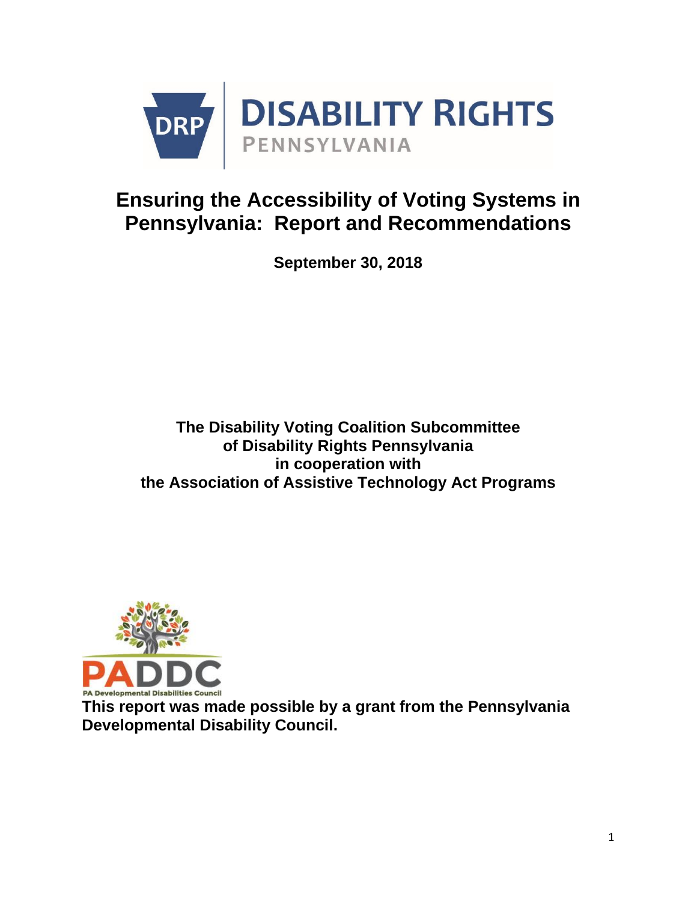DISABILITY RIGHTS
PENNSYLVANIA

# Ensuring the Accessibility of Voting Systems in Pennsylvania: Report and Recommendations

**September 30, 2018**

**The Disability Voting Coalition Subcommittee of Disability Rights Pennsylvania in cooperation with the Association of Assistive Technology Act Programs**

PADDC
PA Developmental Disabilities Council

**This report was made possible by a grant from the Pennsylvania Developmental Disability Council.**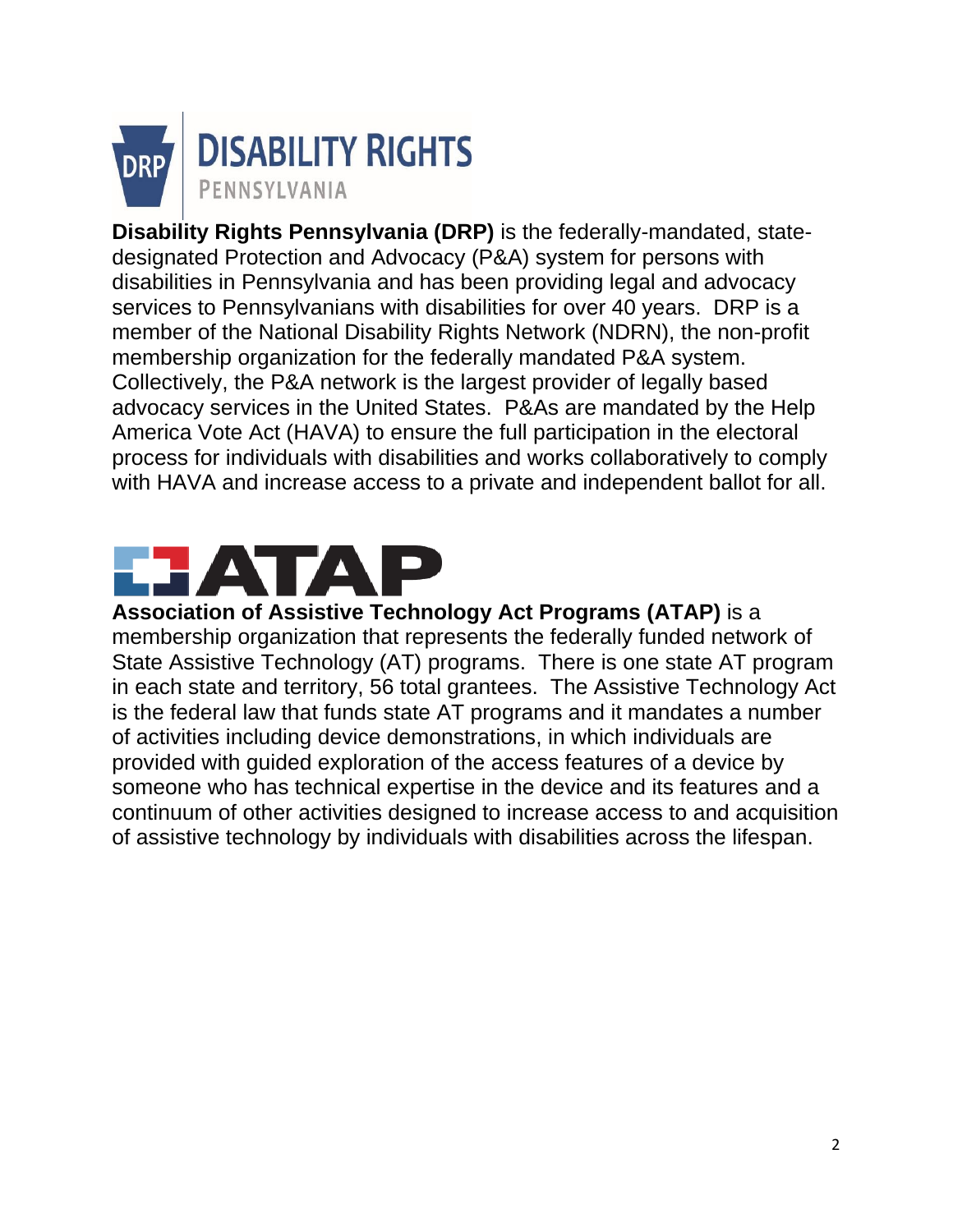**Disability Rights Pennsylvania (DRP)** is the federally-mandated, state-designated Protection and Advocacy (P&A) system for persons with disabilities in Pennsylvania and has been providing legal and advocacy services to Pennsylvanians with disabilities for over 40 years. DRP is a member of the National Disability Rights Network (NDRN), the non-profit membership organization for the federally mandated P&A system. Collectively, the P&A network is the largest provider of legally based advocacy services in the United States. P&As are mandated by the Help America Vote Act (HAVA) to ensure the full participation in the electoral process for individuals with disabilities and works collaboratively to comply with HAVA and increase access to a private and independent ballot for all.

**Association of Assistive Technology Act Programs (ATAP)** is a membership organization that represents the federally funded network of State Assistive Technology (AT) programs. There is one state AT program in each state and territory, 56 total grantees. The Assistive Technology Act is the federal law that funds state AT programs and it mandates a number of activities including device demonstrations, in which individuals are provided with guided exploration of the access features of a device by someone who has technical expertise in the device and its features and a continuum of other activities designed to increase access to and acquisition of assistive technology by individuals with disabilities across the lifespan.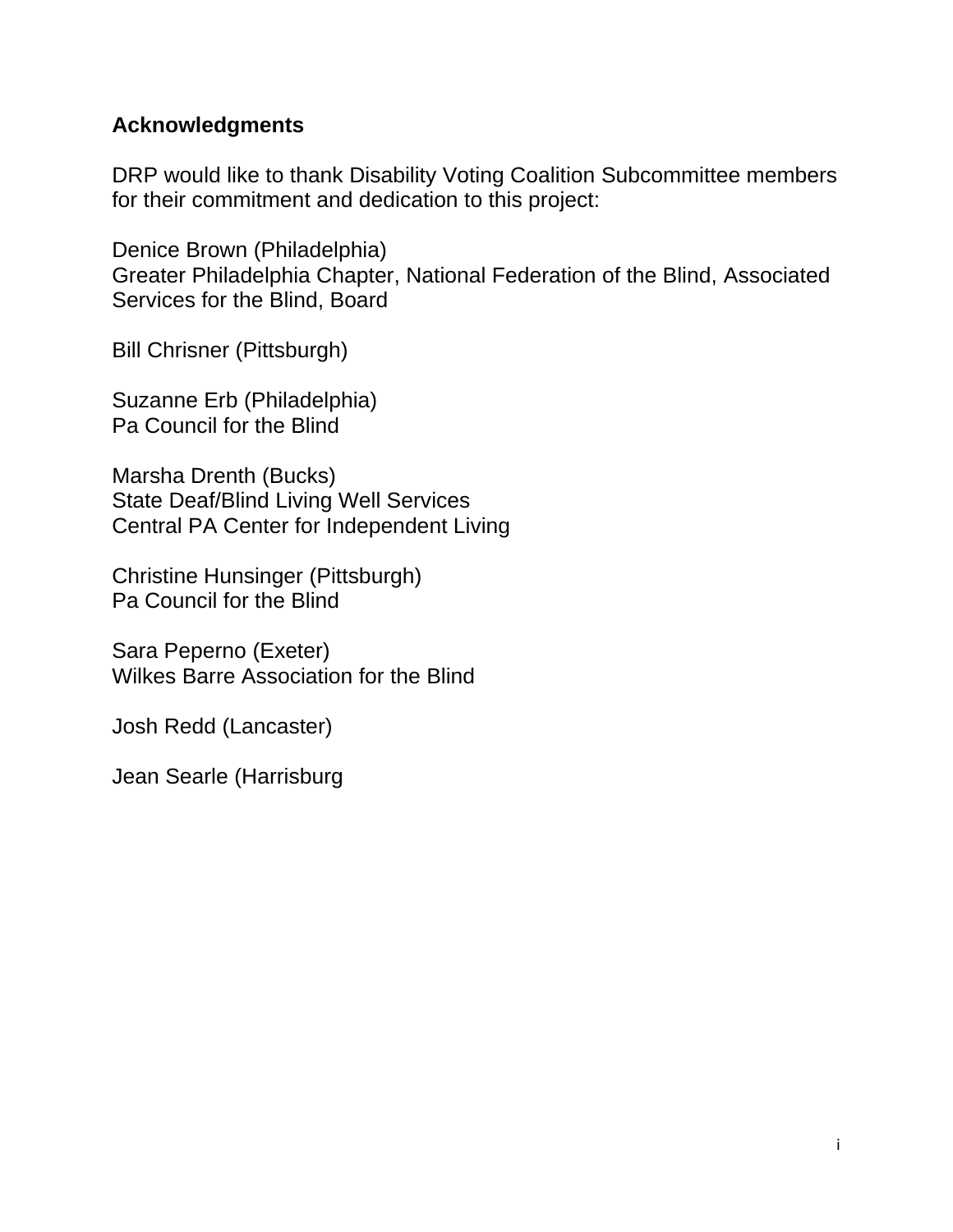**Acknowledgments**

DRP would like to thank Disability Voting Coalition Subcommittee members for their commitment and dedication to this project:

Denice Brown (Philadelphia)
Greater Philadelphia Chapter, National Federation of the Blind, Associated Services for the Blind, Board

Bill Chrisner (Pittsburgh)

Suzanne Erb (Philadelphia)
Pa Council for the Blind

Marsha Drenth (Bucks)
State Deaf/Blind Living Well Services
Central PA Center for Independent Living

Christine Hunsinger (Pittsburgh)
Pa Council for the Blind

Sara Peperno (Exeter)
Wilkes Barre Association for the Blind

Josh Redd (Lancaster)

Jean Searle (Harrisburg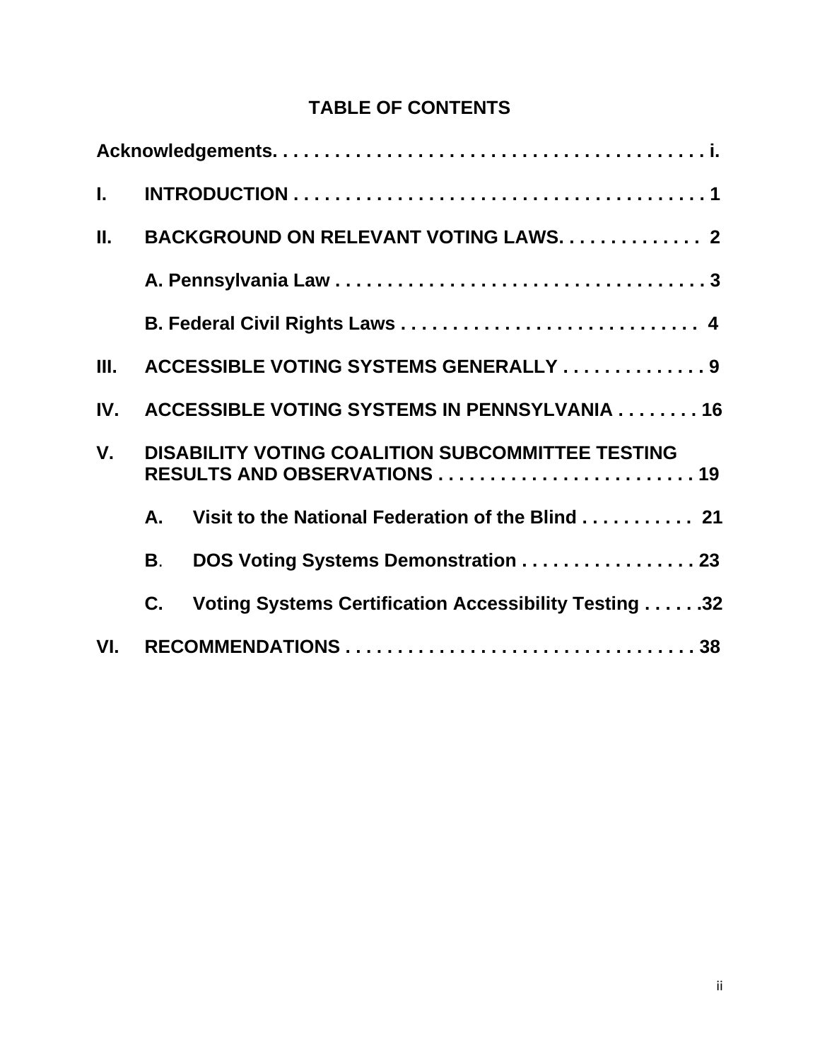# TABLE OF CONTENTS

**Acknowledgements. . . . . . . . . . . . . . . . . . . . . . . . . . . . . . . . . . . . . . . . . . i.**

**I. INTRODUCTION . . . . . . . . . . . . . . . . . . . . . . . . . . . . . . . . . . . . . . . . . 1**

**II. BACKGROUND ON RELEVANT VOTING LAWS. . . . . . . . . . . . . . 2**

**A. Pennsylvania Law . . . . . . . . . . . . . . . . . . . . . . . . . . . . . . . . . . . . 3**

**B. Federal Civil Rights Laws . . . . . . . . . . . . . . . . . . . . . . . . . . . . 4**

**III. ACCESSIBLE VOTING SYSTEMS GENERALLY . . . . . . . . . . . . . . 9**

**IV. ACCESSIBLE VOTING SYSTEMS IN PENNSYLVANIA . . . . . . . . 16**

**V. DISABILITY VOTING COALITION SUBCOMMITTEE TESTING RESULTS AND OBSERVATIONS . . . . . . . . . . . . . . . . . . . . . . . . 19**

**A. Visit to the National Federation of the Blind . . . . . . . . . . . 21**

**B. DOS Voting Systems Demonstration . . . . . . . . . . . . . . . . . 23**

**C. Voting Systems Certification Accessibility Testing . . . . . .32**

**VI. RECOMMENDATIONS . . . . . . . . . . . . . . . . . . . . . . . . . . . . . . . . . 38**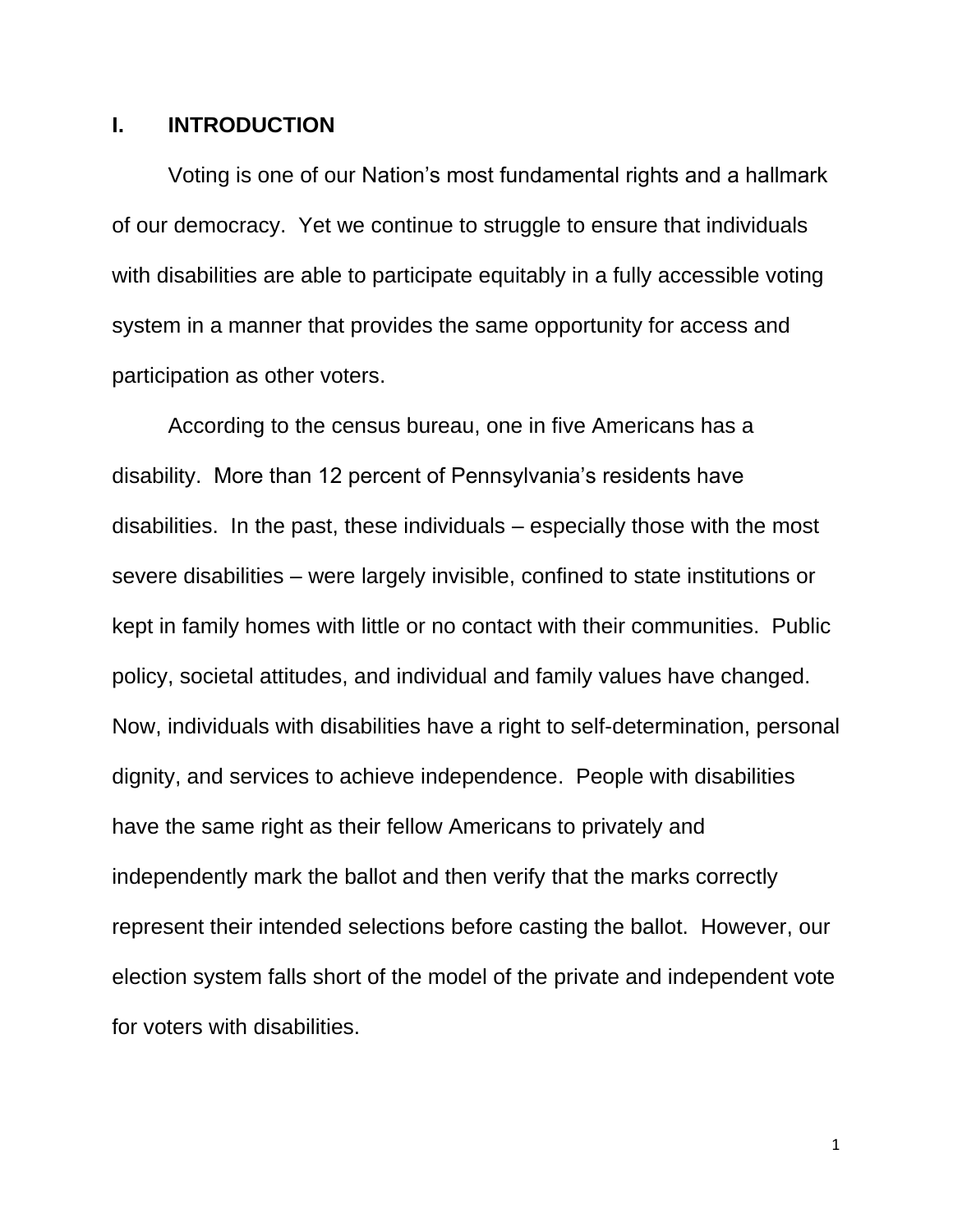## I. INTRODUCTION

Voting is one of our Nation's most fundamental rights and a hallmark of our democracy. Yet we continue to struggle to ensure that individuals with disabilities are able to participate equitably in a fully accessible voting system in a manner that provides the same opportunity for access and participation as other voters.

According to the census bureau, one in five Americans has a disability. More than 12 percent of Pennsylvania's residents have disabilities. In the past, these individuals – especially those with the most severe disabilities – were largely invisible, confined to state institutions or kept in family homes with little or no contact with their communities. Public policy, societal attitudes, and individual and family values have changed. Now, individuals with disabilities have a right to self-determination, personal dignity, and services to achieve independence. People with disabilities have the same right as their fellow Americans to privately and independently mark the ballot and then verify that the marks correctly represent their intended selections before casting the ballot. However, our election system falls short of the model of the private and independent vote for voters with disabilities.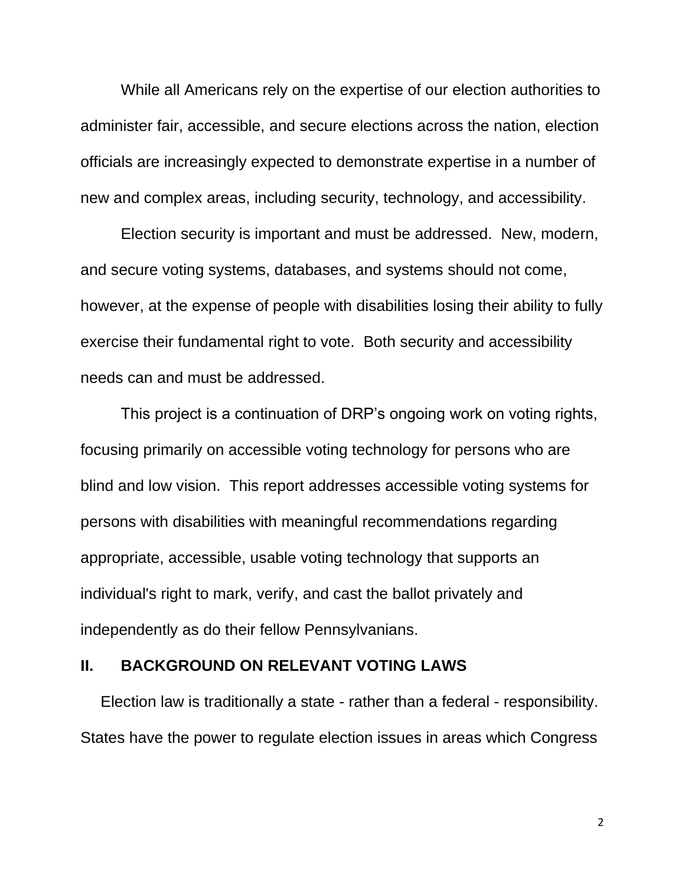While all Americans rely on the expertise of our election authorities to administer fair, accessible, and secure elections across the nation, election officials are increasingly expected to demonstrate expertise in a number of new and complex areas, including security, technology, and accessibility.

Election security is important and must be addressed. New, modern, and secure voting systems, databases, and systems should not come, however, at the expense of people with disabilities losing their ability to fully exercise their fundamental right to vote. Both security and accessibility needs can and must be addressed.

This project is a continuation of DRP's ongoing work on voting rights, focusing primarily on accessible voting technology for persons who are blind and low vision. This report addresses accessible voting systems for persons with disabilities with meaningful recommendations regarding appropriate, accessible, usable voting technology that supports an individual's right to mark, verify, and cast the ballot privately and independently as do their fellow Pennsylvanians.

## II. BACKGROUND ON RELEVANT VOTING LAWS

Election law is traditionally a state - rather than a federal - responsibility. States have the power to regulate election issues in areas which Congress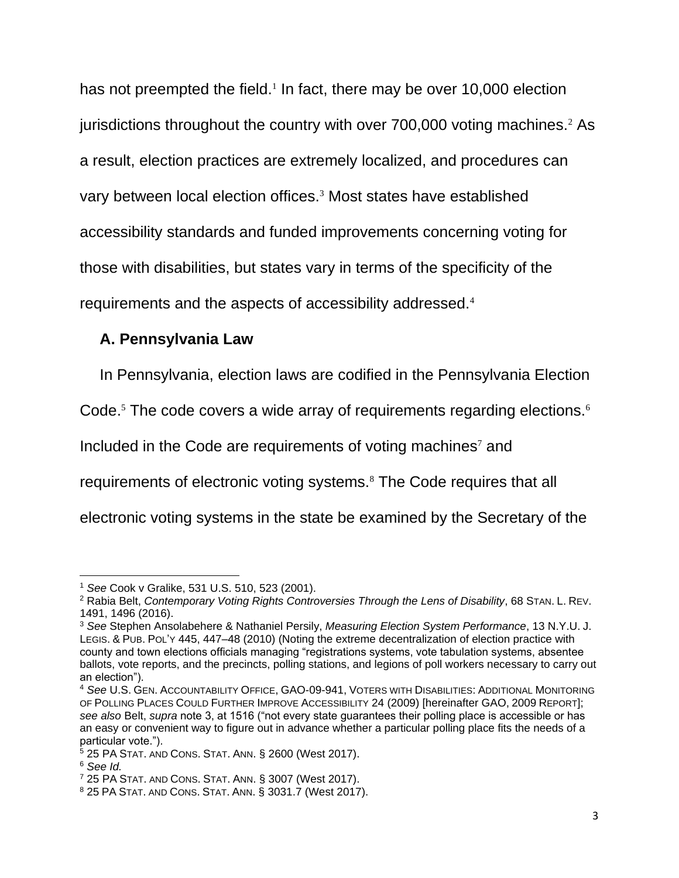has not preempted the field.[1] In fact, there may be over 10,000 election jurisdictions throughout the country with over 700,000 voting machines.[2] As a result, election practices are extremely localized, and procedures can vary between local election offices.[3] Most states have established accessibility standards and funded improvements concerning voting for those with disabilities, but states vary in terms of the specificity of the requirements and the aspects of accessibility addressed.[4]

### A. Pennsylvania Law

In Pennsylvania, election laws are codified in the Pennsylvania Election Code.[5] The code covers a wide array of requirements regarding elections.[6] Included in the Code are requirements of voting machines[7] and requirements of electronic voting systems.[8] The Code requires that all electronic voting systems in the state be examined by the Secretary of the

---

[1] *See* Cook v Gralike, 531 U.S. 510, 523 (2001).

[2] Rabia Belt, *Contemporary Voting Rights Controversies Through the Lens of Disability*, 68 STAN. L. REV. 1491, 1496 (2016).

[3] *See* Stephen Ansolabehere & Nathaniel Persily, *Measuring Election System Performance*, 13 N.Y.U. J. LEGIS. & PUB. POL'Y 445, 447–48 (2010) (Noting the extreme decentralization of election practice with county and town elections officials managing "registrations systems, vote tabulation systems, absentee ballots, vote reports, and the precincts, polling stations, and legions of poll workers necessary to carry out an election").

[4] *See* U.S. GEN. ACCOUNTABILITY OFFICE, GAO-09-941, VOTERS WITH DISABILITIES: ADDITIONAL MONITORING OF POLLING PLACES COULD FURTHER IMPROVE ACCESSIBILITY 24 (2009) [hereinafter GAO, 2009 REPORT]; *see also* Belt, *supra* note 3, at 1516 ("not every state guarantees their polling place is accessible or has an easy or convenient way to figure out in advance whether a particular polling place fits the needs of a particular vote.").

[5] 25 PA STAT. AND CONS. STAT. ANN. § 2600 (West 2017).

[6] *See Id.*

[7] 25 PA STAT. AND CONS. STAT. ANN. § 3007 (West 2017).

[8] 25 PA STAT. AND CONS. STAT. ANN. § 3031.7 (West 2017).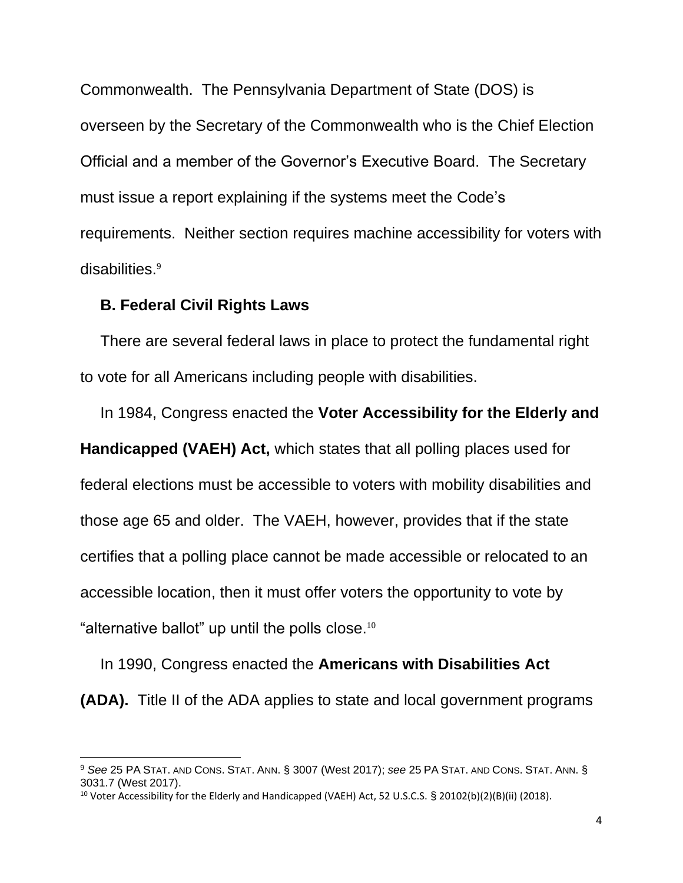Commonwealth. The Pennsylvania Department of State (DOS) is overseen by the Secretary of the Commonwealth who is the Chief Election Official and a member of the Governor's Executive Board. The Secretary must issue a report explaining if the systems meet the Code's requirements. Neither section requires machine accessibility for voters with disabilities.[9]

### B. Federal Civil Rights Laws

There are several federal laws in place to protect the fundamental right to vote for all Americans including people with disabilities.

In 1984, Congress enacted the **Voter Accessibility for the Elderly and Handicapped (VAEH) Act,** which states that all polling places used for federal elections must be accessible to voters with mobility disabilities and those age 65 and older. The VAEH, however, provides that if the state certifies that a polling place cannot be made accessible or relocated to an accessible location, then it must offer voters the opportunity to vote by "alternative ballot" up until the polls close.[10]

In 1990, Congress enacted the **Americans with Disabilities Act (ADA).** Title II of the ADA applies to state and local government programs

---

[9] *See* 25 PA STAT. AND CONS. STAT. ANN. § 3007 (West 2017); *see* 25 PA STAT. AND CONS. STAT. ANN. § 3031.7 (West 2017).

[10] Voter Accessibility for the Elderly and Handicapped (VAEH) Act, 52 U.S.C.S. § 20102(b)(2)(B)(ii) (2018).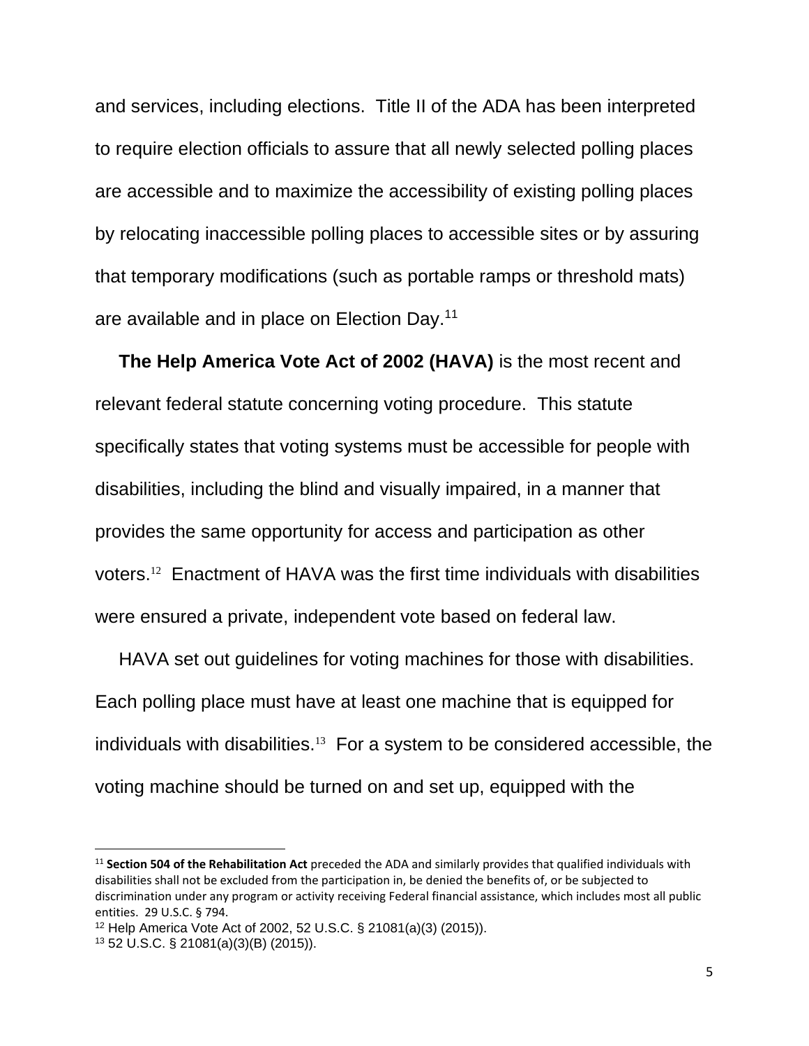and services, including elections. Title II of the ADA has been interpreted to require election officials to assure that all newly selected polling places are accessible and to maximize the accessibility of existing polling places by relocating inaccessible polling places to accessible sites or by assuring that temporary modifications (such as portable ramps or threshold mats) are available and in place on Election Day.[11]

**The Help America Vote Act of 2002 (HAVA)** is the most recent and relevant federal statute concerning voting procedure. This statute specifically states that voting systems must be accessible for people with disabilities, including the blind and visually impaired, in a manner that provides the same opportunity for access and participation as other voters.[12] Enactment of HAVA was the first time individuals with disabilities were ensured a private, independent vote based on federal law.

HAVA set out guidelines for voting machines for those with disabilities. Each polling place must have at least one machine that is equipped for individuals with disabilities.[13] For a system to be considered accessible, the voting machine should be turned on and set up, equipped with the

---

[11] **Section 504 of the Rehabilitation Act** preceded the ADA and similarly provides that qualified individuals with disabilities shall not be excluded from the participation in, be denied the benefits of, or be subjected to discrimination under any program or activity receiving Federal financial assistance, which includes most all public entities. 29 U.S.C. § 794.

[12] Help America Vote Act of 2002, 52 U.S.C. § 21081(a)(3) (2015)).

[13] 52 U.S.C. § 21081(a)(3)(B) (2015)).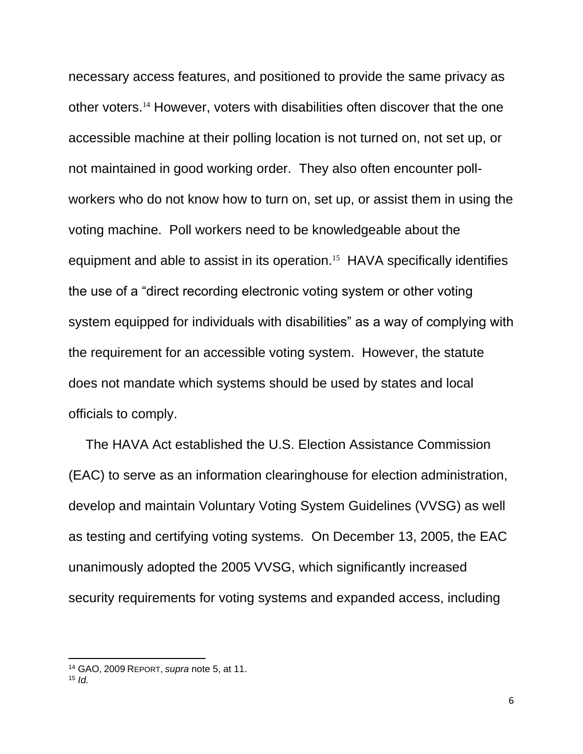necessary access features, and positioned to provide the same privacy as other voters.[14] However, voters with disabilities often discover that the one accessible machine at their polling location is not turned on, not set up, or not maintained in good working order. They also often encounter poll-workers who do not know how to turn on, set up, or assist them in using the voting machine. Poll workers need to be knowledgeable about the equipment and able to assist in its operation.[15] HAVA specifically identifies the use of a "direct recording electronic voting system or other voting system equipped for individuals with disabilities" as a way of complying with the requirement for an accessible voting system. However, the statute does not mandate which systems should be used by states and local officials to comply.

The HAVA Act established the U.S. Election Assistance Commission (EAC) to serve as an information clearinghouse for election administration, develop and maintain Voluntary Voting System Guidelines (VVSG) as well as testing and certifying voting systems. On December 13, 2005, the EAC unanimously adopted the 2005 VVSG, which significantly increased security requirements for voting systems and expanded access, including

---

[14] GAO, 2009 REPORT, *supra* note 5, at 11.

[15] *Id.*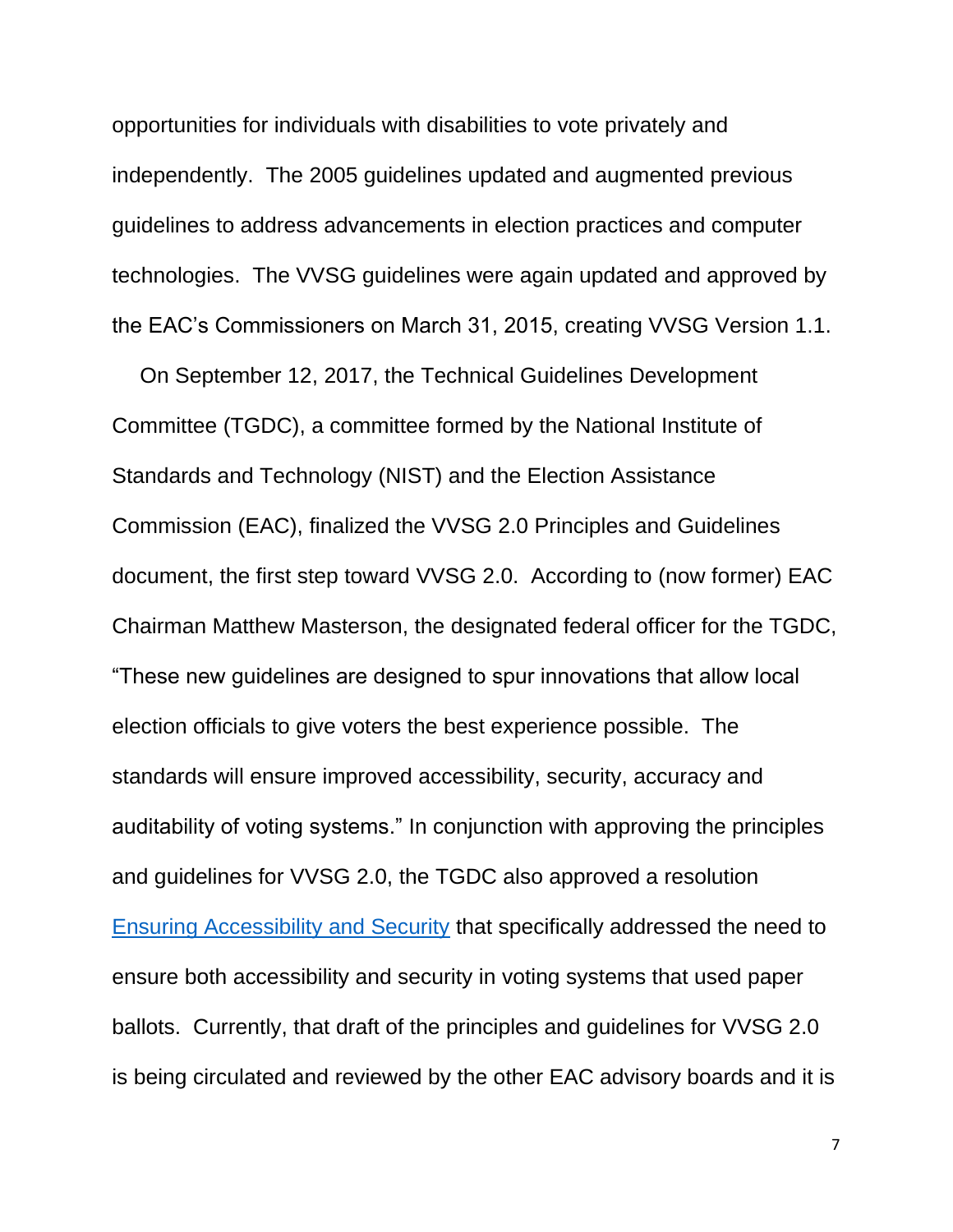opportunities for individuals with disabilities to vote privately and independently. The 2005 guidelines updated and augmented previous guidelines to address advancements in election practices and computer technologies. The VVSG guidelines were again updated and approved by the EAC's Commissioners on March 31, 2015, creating VVSG Version 1.1.

On September 12, 2017, the Technical Guidelines Development Committee (TGDC), a committee formed by the National Institute of Standards and Technology (NIST) and the Election Assistance Commission (EAC), finalized the VVSG 2.0 Principles and Guidelines document, the first step toward VVSG 2.0. According to (now former) EAC Chairman Matthew Masterson, the designated federal officer for the TGDC, "These new guidelines are designed to spur innovations that allow local election officials to give voters the best experience possible. The standards will ensure improved accessibility, security, accuracy and auditability of voting systems." In conjunction with approving the principles and guidelines for VVSG 2.0, the TGDC also approved a resolution Ensuring Accessibility and Security that specifically addressed the need to ensure both accessibility and security in voting systems that used paper ballots. Currently, that draft of the principles and guidelines for VVSG 2.0 is being circulated and reviewed by the other EAC advisory boards and it is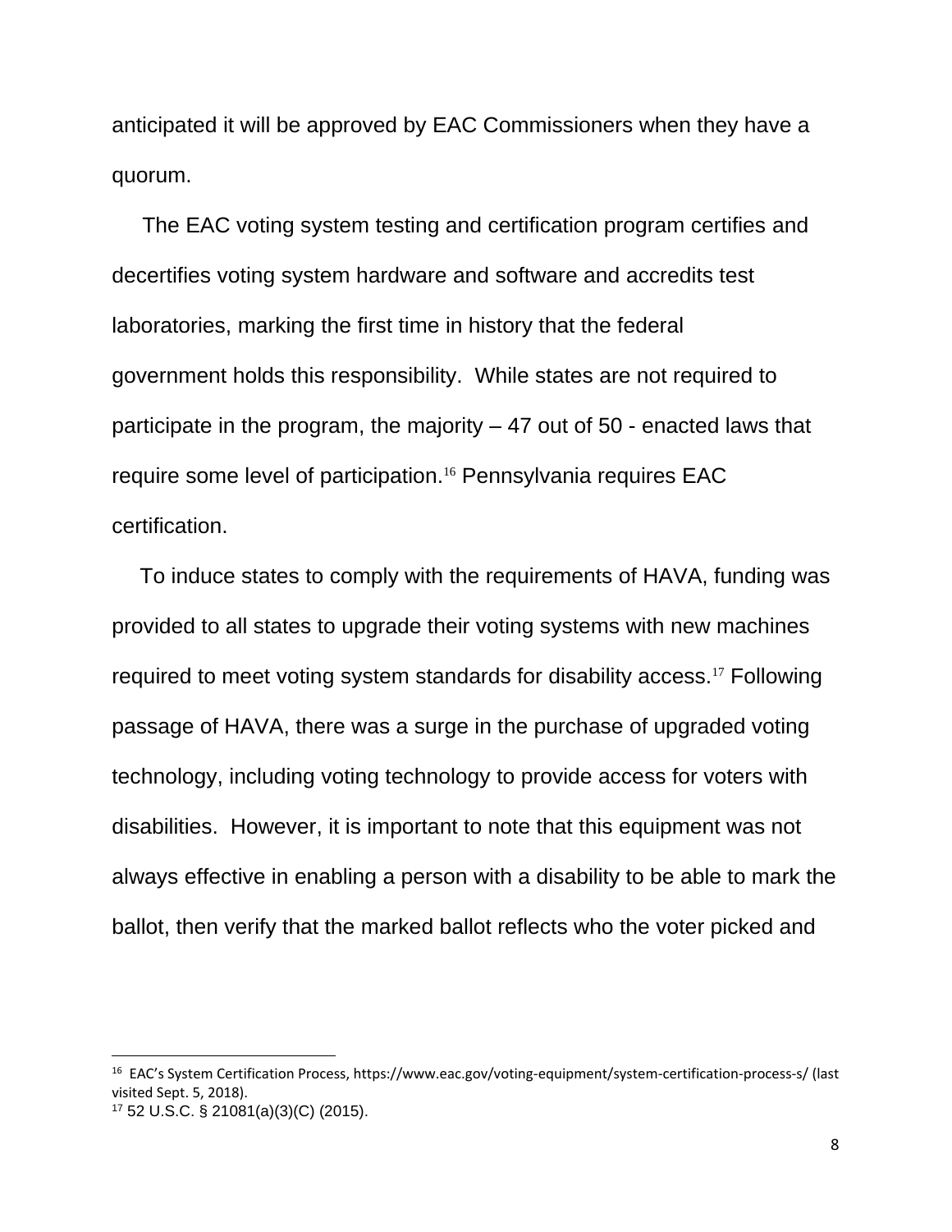anticipated it will be approved by EAC Commissioners when they have a quorum.

The EAC voting system testing and certification program certifies and decertifies voting system hardware and software and accredits test laboratories, marking the first time in history that the federal government holds this responsibility. While states are not required to participate in the program, the majority – 47 out of 50 - enacted laws that require some level of participation.[16] Pennsylvania requires EAC certification.

To induce states to comply with the requirements of HAVA, funding was provided to all states to upgrade their voting systems with new machines required to meet voting system standards for disability access.[17] Following passage of HAVA, there was a surge in the purchase of upgraded voting technology, including voting technology to provide access for voters with disabilities. However, it is important to note that this equipment was not always effective in enabling a person with a disability to be able to mark the ballot, then verify that the marked ballot reflects who the voter picked and

---

[16] EAC's System Certification Process, https://www.eac.gov/voting-equipment/system-certification-process-s/ (last visited Sept. 5, 2018).

[17] 52 U.S.C. § 21081(a)(3)(C) (2015).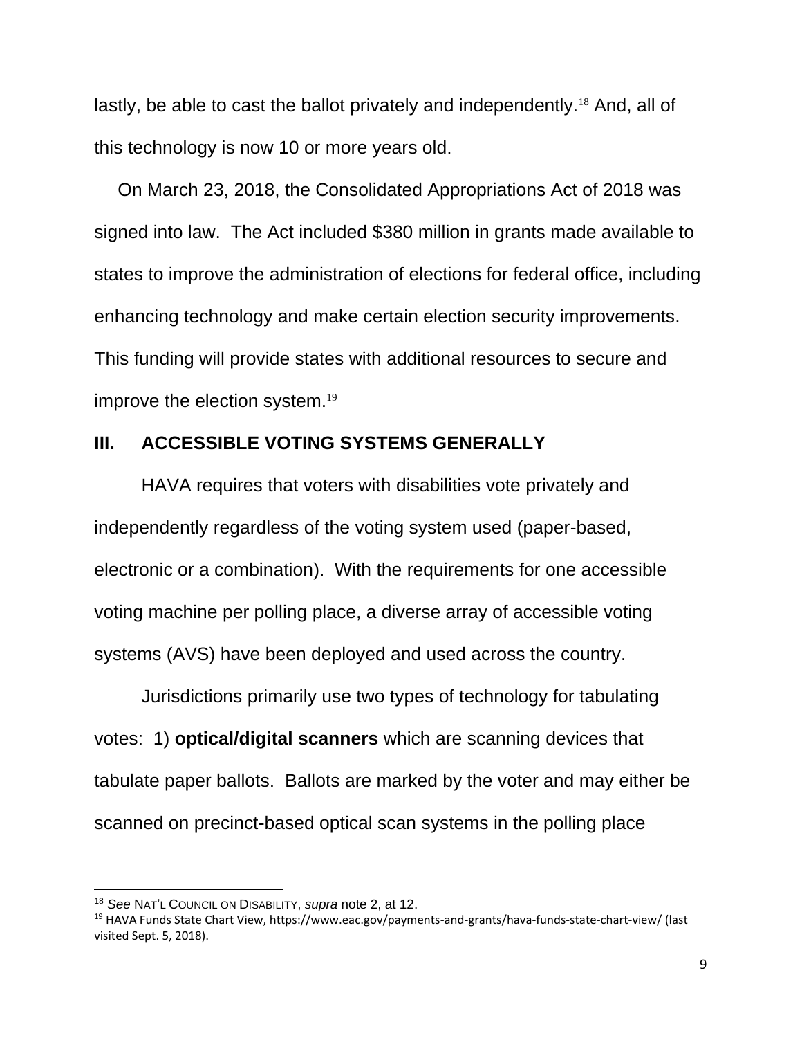lastly, be able to cast the ballot privately and independently.[18] And, all of this technology is now 10 or more years old.

On March 23, 2018, the Consolidated Appropriations Act of 2018 was signed into law. The Act included $380 million in grants made available to states to improve the administration of elections for federal office, including enhancing technology and make certain election security improvements. This funding will provide states with additional resources to secure and improve the election system.[19]

## III. ACCESSIBLE VOTING SYSTEMS GENERALLY

HAVA requires that voters with disabilities vote privately and independently regardless of the voting system used (paper-based, electronic or a combination). With the requirements for one accessible voting machine per polling place, a diverse array of accessible voting systems (AVS) have been deployed and used across the country.

Jurisdictions primarily use two types of technology for tabulating votes: 1) **optical/digital scanners** which are scanning devices that tabulate paper ballots. Ballots are marked by the voter and may either be scanned on precinct-based optical scan systems in the polling place

---

[18] *See* NAT'L COUNCIL ON DISABILITY, *supra* note 2, at 12.

[19] HAVA Funds State Chart View, https://www.eac.gov/payments-and-grants/hava-funds-state-chart-view/ (last visited Sept. 5, 2018).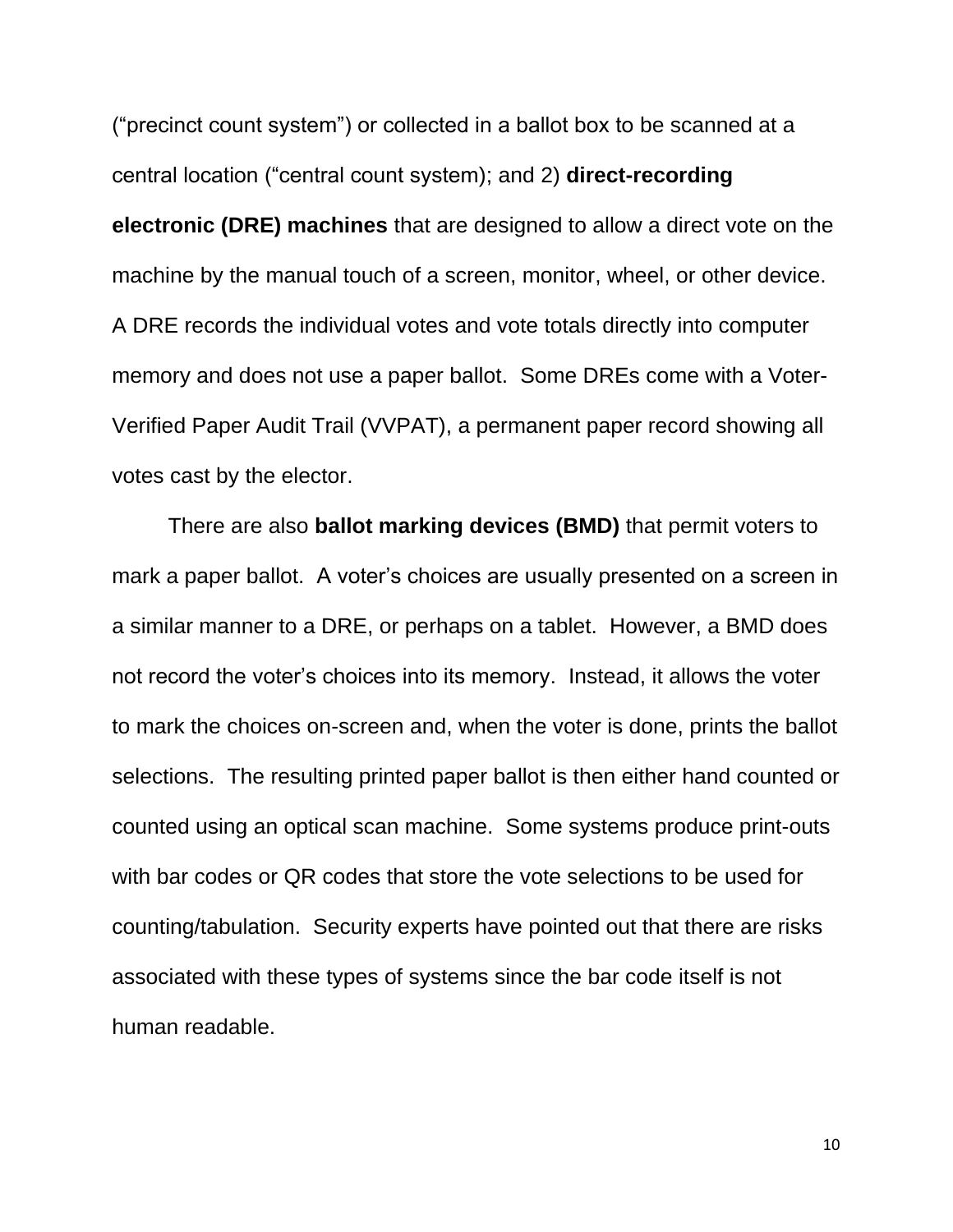("precinct count system") or collected in a ballot box to be scanned at a central location ("central count system); and 2) **direct-recording electronic (DRE) machines** that are designed to allow a direct vote on the machine by the manual touch of a screen, monitor, wheel, or other device. A DRE records the individual votes and vote totals directly into computer memory and does not use a paper ballot. Some DREs come with a Voter-Verified Paper Audit Trail (VVPAT), a permanent paper record showing all votes cast by the elector.

There are also **ballot marking devices (BMD)** that permit voters to mark a paper ballot. A voter's choices are usually presented on a screen in a similar manner to a DRE, or perhaps on a tablet. However, a BMD does not record the voter's choices into its memory. Instead, it allows the voter to mark the choices on-screen and, when the voter is done, prints the ballot selections. The resulting printed paper ballot is then either hand counted or counted using an optical scan machine. Some systems produce print-outs with bar codes or QR codes that store the vote selections to be used for counting/tabulation. Security experts have pointed out that there are risks associated with these types of systems since the bar code itself is not human readable.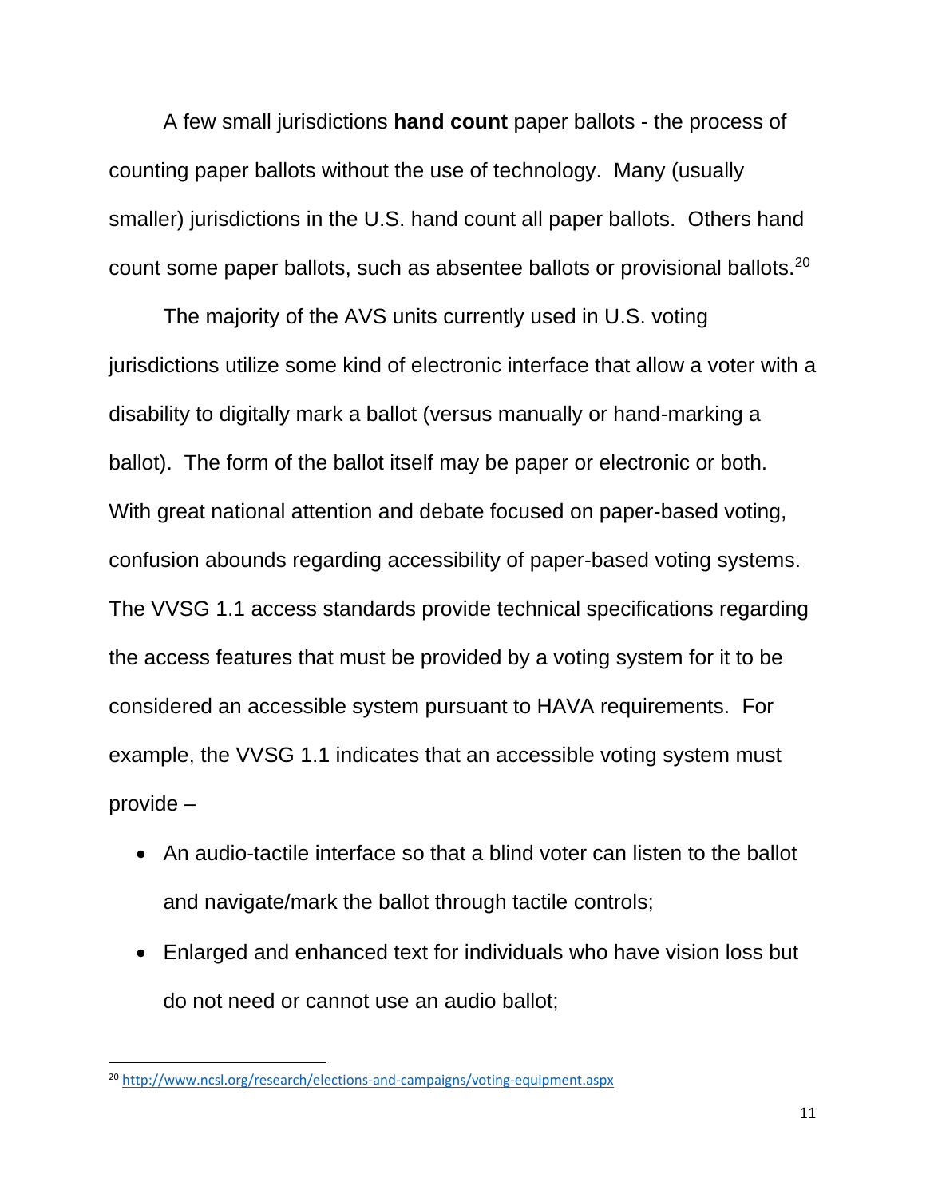A few small jurisdictions **hand count** paper ballots - the process of counting paper ballots without the use of technology. Many (usually smaller) jurisdictions in the U.S. hand count all paper ballots. Others hand count some paper ballots, such as absentee ballots or provisional ballots.[20]

The majority of the AVS units currently used in U.S. voting jurisdictions utilize some kind of electronic interface that allow a voter with a disability to digitally mark a ballot (versus manually or hand-marking a ballot). The form of the ballot itself may be paper or electronic or both. With great national attention and debate focused on paper-based voting, confusion abounds regarding accessibility of paper-based voting systems. The VVSG 1.1 access standards provide technical specifications regarding the access features that must be provided by a voting system for it to be considered an accessible system pursuant to HAVA requirements. For example, the VVSG 1.1 indicates that an accessible voting system must provide –

- An audio-tactile interface so that a blind voter can listen to the ballot and navigate/mark the ballot through tactile controls;
- Enlarged and enhanced text for individuals who have vision loss but do not need or cannot use an audio ballot;

---

[20] http://www.ncsl.org/research/elections-and-campaigns/voting-equipment.aspx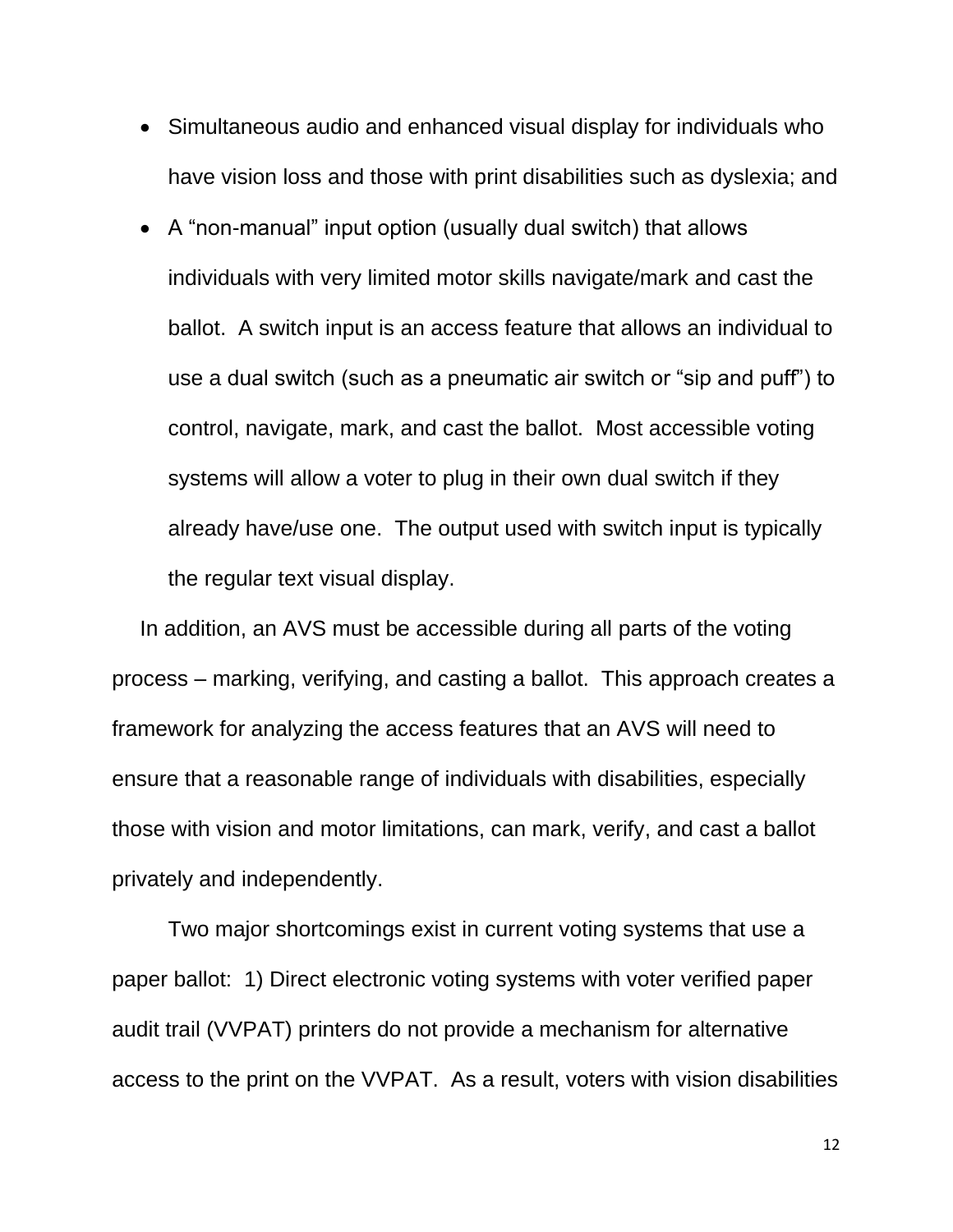- Simultaneous audio and enhanced visual display for individuals who have vision loss and those with print disabilities such as dyslexia; and
- A “non-manual” input option (usually dual switch) that allows individuals with very limited motor skills navigate/mark and cast the ballot. A switch input is an access feature that allows an individual to use a dual switch (such as a pneumatic air switch or “sip and puff”) to control, navigate, mark, and cast the ballot. Most accessible voting systems will allow a voter to plug in their own dual switch if they already have/use one. The output used with switch input is typically the regular text visual display.

In addition, an AVS must be accessible during all parts of the voting process – marking, verifying, and casting a ballot. This approach creates a framework for analyzing the access features that an AVS will need to ensure that a reasonable range of individuals with disabilities, especially those with vision and motor limitations, can mark, verify, and cast a ballot privately and independently.

Two major shortcomings exist in current voting systems that use a paper ballot: 1) Direct electronic voting systems with voter verified paper audit trail (VVPAT) printers do not provide a mechanism for alternative access to the print on the VVPAT. As a result, voters with vision disabilities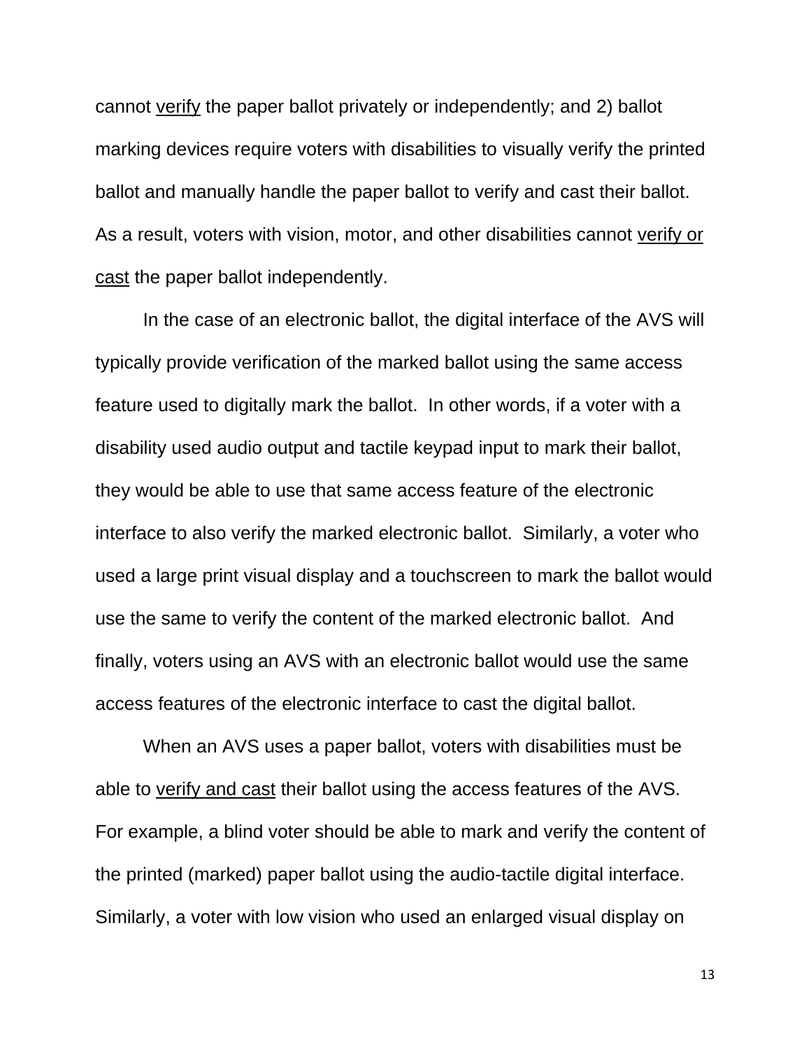cannot <u>verify</u> the paper ballot privately or independently; and 2) ballot marking devices require voters with disabilities to visually verify the printed ballot and manually handle the paper ballot to verify and cast their ballot. As a result, voters with vision, motor, and other disabilities cannot <u>verify or cast</u> the paper ballot independently.

In the case of an electronic ballot, the digital interface of the AVS will typically provide verification of the marked ballot using the same access feature used to digitally mark the ballot. In other words, if a voter with a disability used audio output and tactile keypad input to mark their ballot, they would be able to use that same access feature of the electronic interface to also verify the marked electronic ballot. Similarly, a voter who used a large print visual display and a touchscreen to mark the ballot would use the same to verify the content of the marked electronic ballot. And finally, voters using an AVS with an electronic ballot would use the same access features of the electronic interface to cast the digital ballot.

When an AVS uses a paper ballot, voters with disabilities must be able to <u>verify and cast</u> their ballot using the access features of the AVS. For example, a blind voter should be able to mark and verify the content of the printed (marked) paper ballot using the audio-tactile digital interface. Similarly, a voter with low vision who used an enlarged visual display on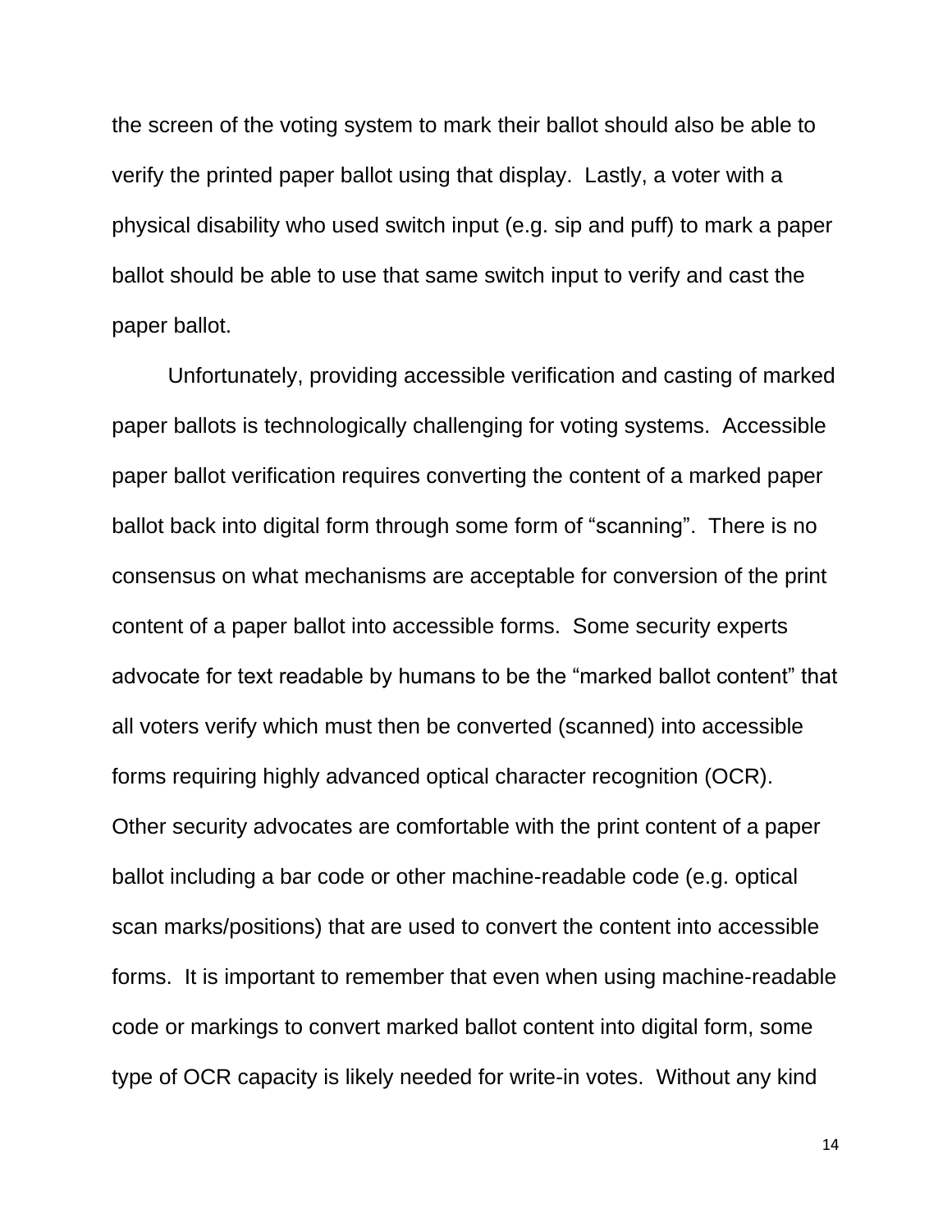the screen of the voting system to mark their ballot should also be able to verify the printed paper ballot using that display. Lastly, a voter with a physical disability who used switch input (e.g. sip and puff) to mark a paper ballot should be able to use that same switch input to verify and cast the paper ballot.

Unfortunately, providing accessible verification and casting of marked paper ballots is technologically challenging for voting systems. Accessible paper ballot verification requires converting the content of a marked paper ballot back into digital form through some form of "scanning". There is no consensus on what mechanisms are acceptable for conversion of the print content of a paper ballot into accessible forms. Some security experts advocate for text readable by humans to be the "marked ballot content" that all voters verify which must then be converted (scanned) into accessible forms requiring highly advanced optical character recognition (OCR). Other security advocates are comfortable with the print content of a paper ballot including a bar code or other machine-readable code (e.g. optical scan marks/positions) that are used to convert the content into accessible forms. It is important to remember that even when using machine-readable code or markings to convert marked ballot content into digital form, some type of OCR capacity is likely needed for write-in votes. Without any kind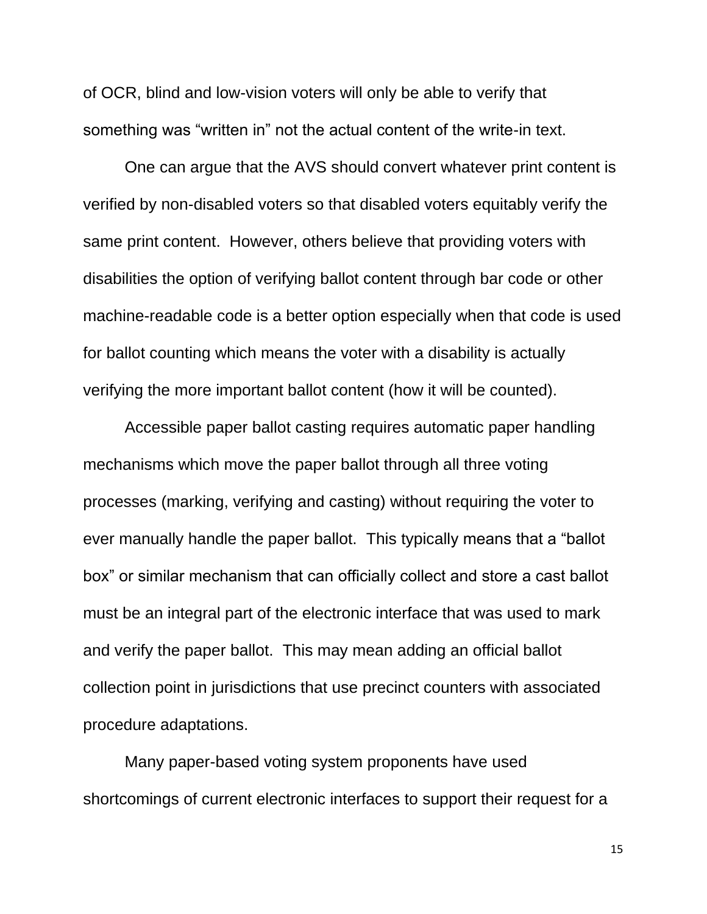of OCR, blind and low-vision voters will only be able to verify that something was “written in” not the actual content of the write-in text.

One can argue that the AVS should convert whatever print content is verified by non-disabled voters so that disabled voters equitably verify the same print content.  However, others believe that providing voters with disabilities the option of verifying ballot content through bar code or other machine-readable code is a better option especially when that code is used for ballot counting which means the voter with a disability is actually verifying the more important ballot content (how it will be counted).

Accessible paper ballot casting requires automatic paper handling mechanisms which move the paper ballot through all three voting processes (marking, verifying and casting) without requiring the voter to ever manually handle the paper ballot.  This typically means that a “ballot box” or similar mechanism that can officially collect and store a cast ballot must be an integral part of the electronic interface that was used to mark and verify the paper ballot.  This may mean adding an official ballot collection point in jurisdictions that use precinct counters with associated procedure adaptations.

Many paper-based voting system proponents have used shortcomings of current electronic interfaces to support their request for a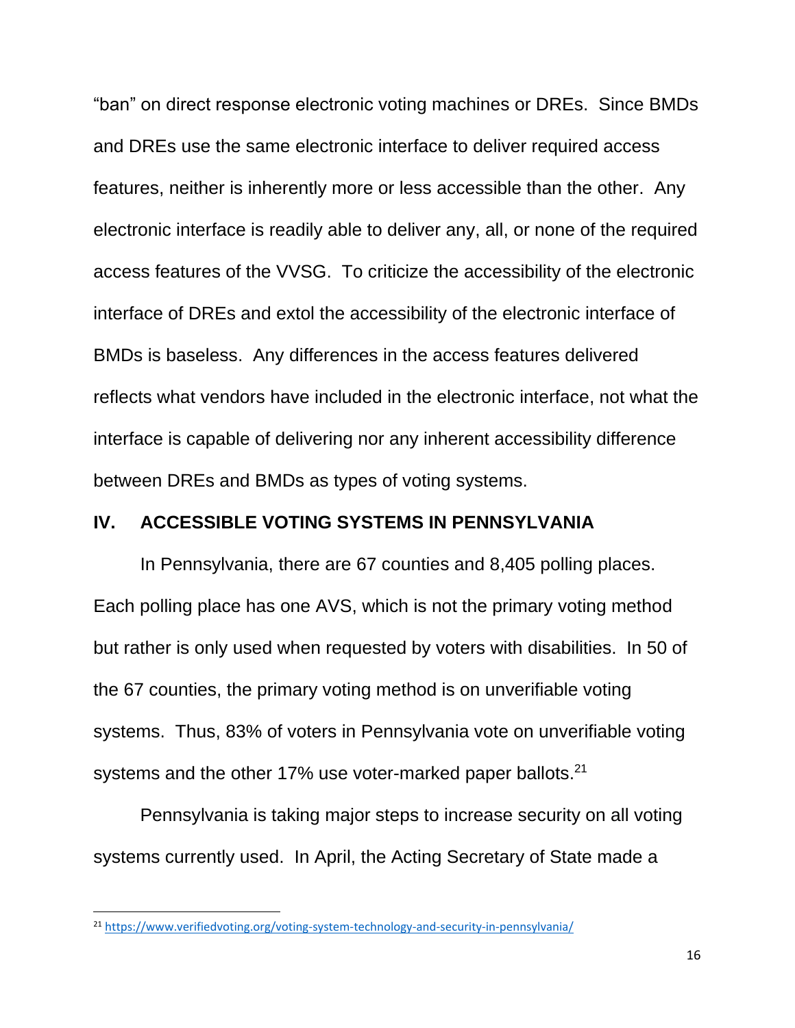"ban" on direct response electronic voting machines or DREs. Since BMDs and DREs use the same electronic interface to deliver required access features, neither is inherently more or less accessible than the other. Any electronic interface is readily able to deliver any, all, or none of the required access features of the VVSG. To criticize the accessibility of the electronic interface of DREs and extol the accessibility of the electronic interface of BMDs is baseless. Any differences in the access features delivered reflects what vendors have included in the electronic interface, not what the interface is capable of delivering nor any inherent accessibility difference between DREs and BMDs as types of voting systems.

## IV. ACCESSIBLE VOTING SYSTEMS IN PENNSYLVANIA

In Pennsylvania, there are 67 counties and 8,405 polling places. Each polling place has one AVS, which is not the primary voting method but rather is only used when requested by voters with disabilities. In 50 of the 67 counties, the primary voting method is on unverifiable voting systems. Thus, 83% of voters in Pennsylvania vote on unverifiable voting systems and the other 17% use voter-marked paper ballots.[21]

Pennsylvania is taking major steps to increase security on all voting systems currently used. In April, the Acting Secretary of State made a

[21] https://www.verifiedvoting.org/voting-system-technology-and-security-in-pennsylvania/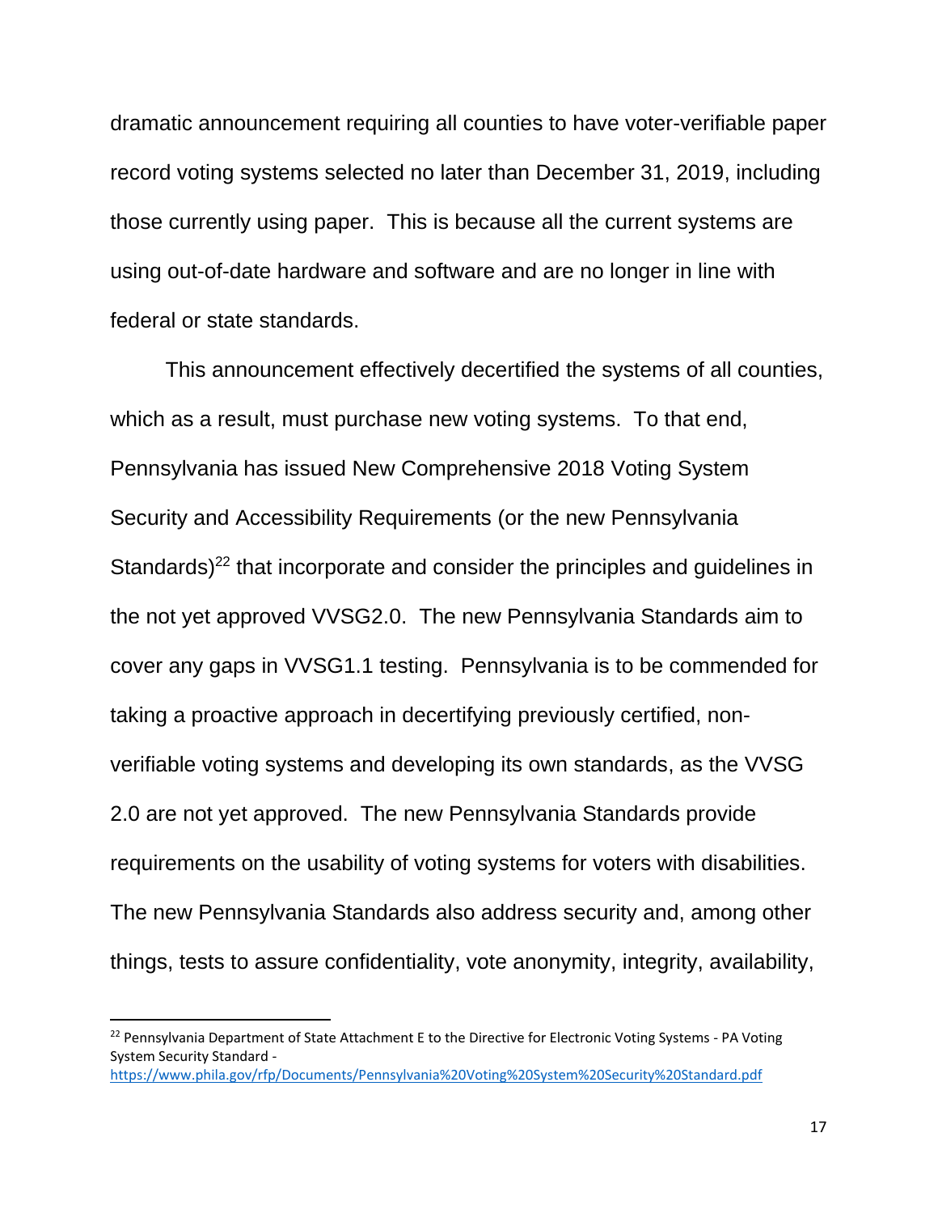dramatic announcement requiring all counties to have voter-verifiable paper record voting systems selected no later than December 31, 2019, including those currently using paper. This is because all the current systems are using out-of-date hardware and software and are no longer in line with federal or state standards.

This announcement effectively decertified the systems of all counties, which as a result, must purchase new voting systems. To that end, Pennsylvania has issued New Comprehensive 2018 Voting System Security and Accessibility Requirements (or the new Pennsylvania Standards)[22] that incorporate and consider the principles and guidelines in the not yet approved VVSG2.0. The new Pennsylvania Standards aim to cover any gaps in VVSG1.1 testing. Pennsylvania is to be commended for taking a proactive approach in decertifying previously certified, non-verifiable voting systems and developing its own standards, as the VVSG 2.0 are not yet approved. The new Pennsylvania Standards provide requirements on the usability of voting systems for voters with disabilities. The new Pennsylvania Standards also address security and, among other things, tests to assure confidentiality, vote anonymity, integrity, availability,

---

[22] Pennsylvania Department of State Attachment E to the Directive for Electronic Voting Systems - PA Voting System Security Standard - https://www.phila.gov/rfp/Documents/Pennsylvania%20Voting%20System%20Security%20Standard.pdf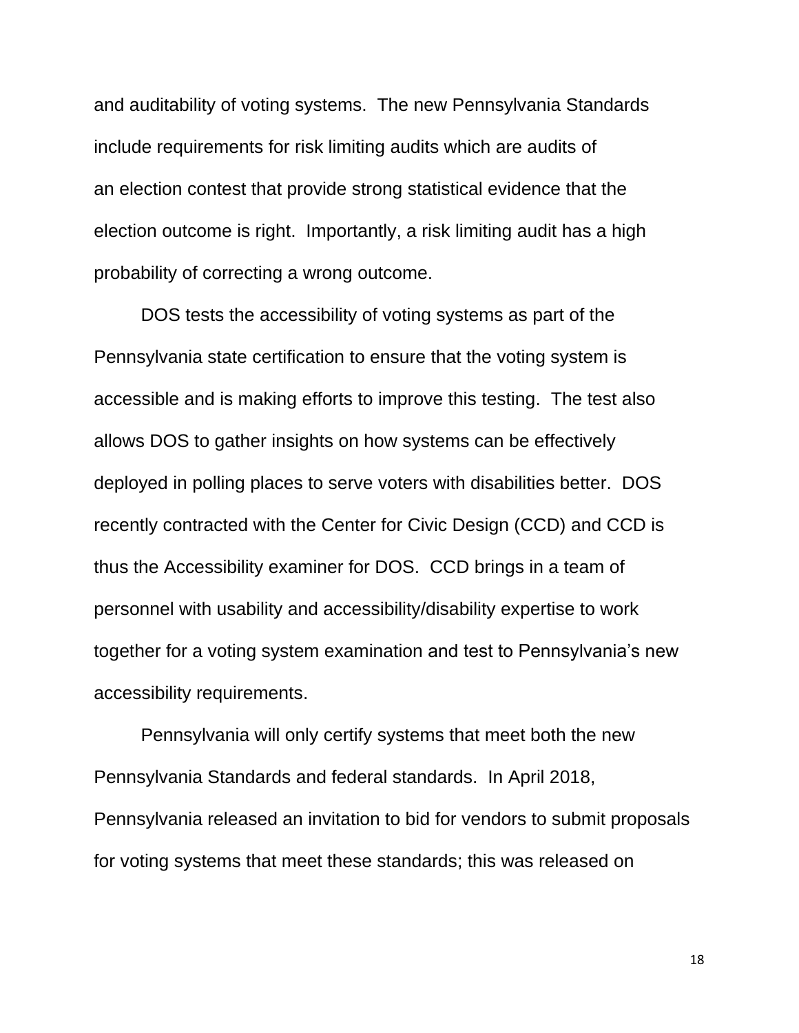and auditability of voting systems. The new Pennsylvania Standards include requirements for risk limiting audits which are audits of an election contest that provide strong statistical evidence that the election outcome is right. Importantly, a risk limiting audit has a high probability of correcting a wrong outcome.

DOS tests the accessibility of voting systems as part of the Pennsylvania state certification to ensure that the voting system is accessible and is making efforts to improve this testing. The test also allows DOS to gather insights on how systems can be effectively deployed in polling places to serve voters with disabilities better. DOS recently contracted with the Center for Civic Design (CCD) and CCD is thus the Accessibility examiner for DOS. CCD brings in a team of personnel with usability and accessibility/disability expertise to work together for a voting system examination and test to Pennsylvania's new accessibility requirements.

Pennsylvania will only certify systems that meet both the new Pennsylvania Standards and federal standards. In April 2018, Pennsylvania released an invitation to bid for vendors to submit proposals for voting systems that meet these standards; this was released on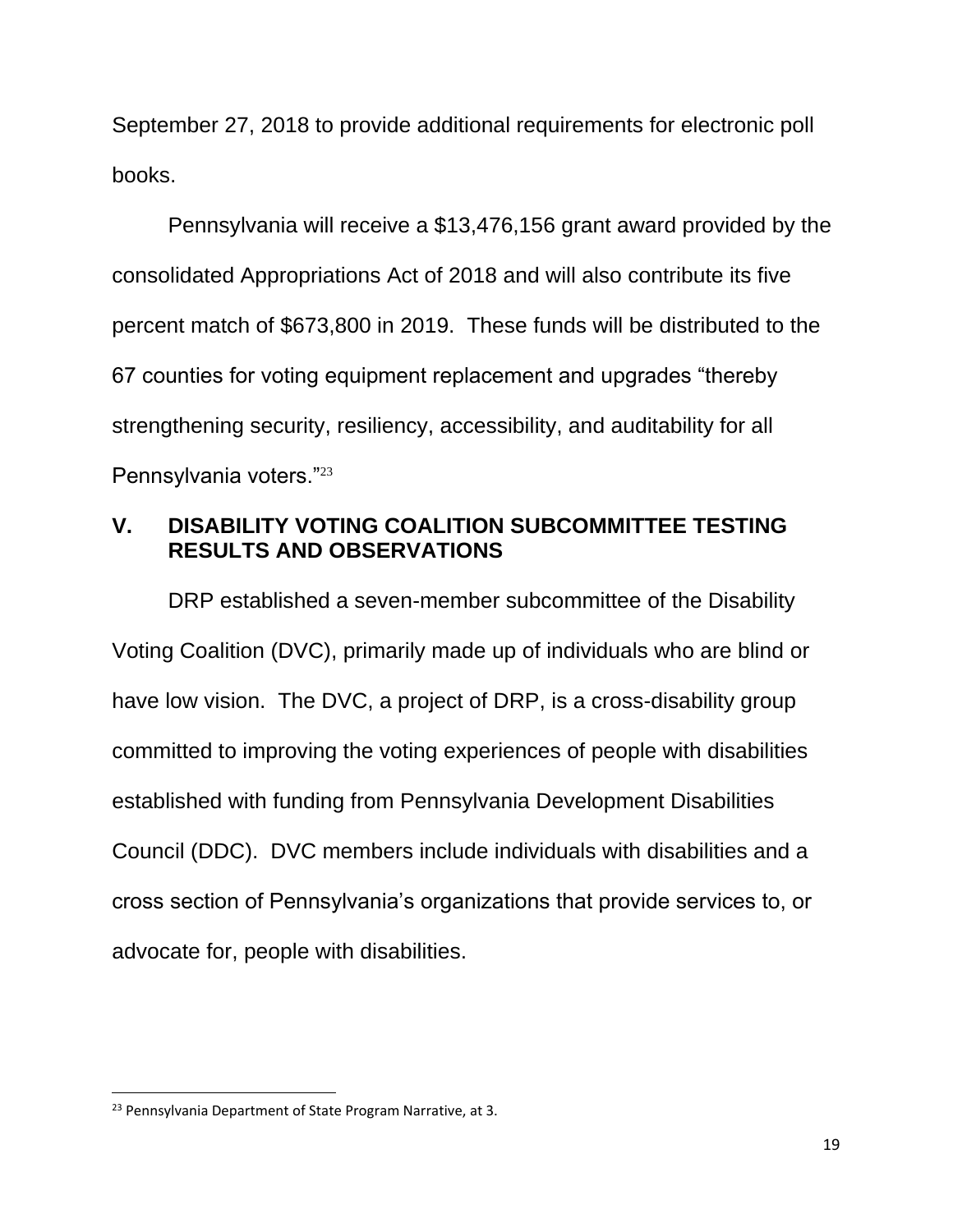September 27, 2018 to provide additional requirements for electronic poll books.

Pennsylvania will receive a $13,476,156 grant award provided by the consolidated Appropriations Act of 2018 and will also contribute its five percent match of $673,800 in 2019. These funds will be distributed to the 67 counties for voting equipment replacement and upgrades “thereby strengthening security, resiliency, accessibility, and auditability for all Pennsylvania voters.”[23]

## V. DISABILITY VOTING COALITION SUBCOMMITTEE TESTING RESULTS AND OBSERVATIONS

DRP established a seven-member subcommittee of the Disability Voting Coalition (DVC), primarily made up of individuals who are blind or have low vision. The DVC, a project of DRP, is a cross-disability group committed to improving the voting experiences of people with disabilities established with funding from Pennsylvania Development Disabilities Council (DDC). DVC members include individuals with disabilities and a cross section of Pennsylvania’s organizations that provide services to, or advocate for, people with disabilities.

---

[23] Pennsylvania Department of State Program Narrative, at 3.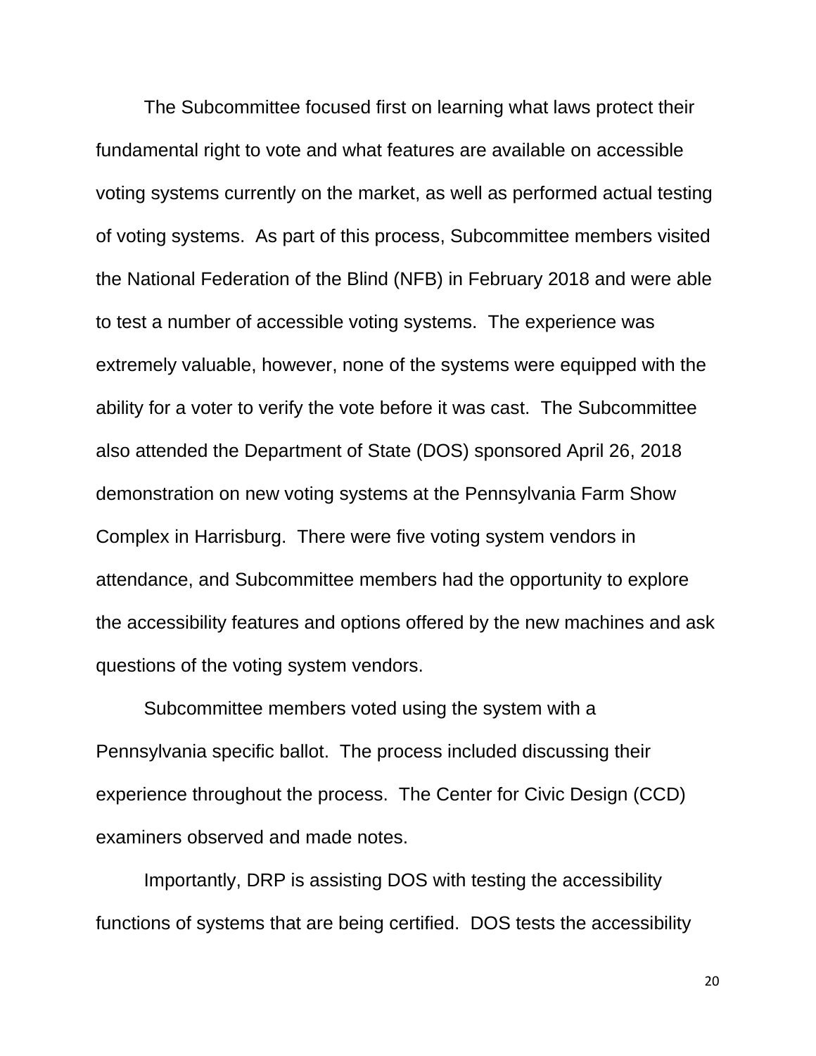The Subcommittee focused first on learning what laws protect their fundamental right to vote and what features are available on accessible voting systems currently on the market, as well as performed actual testing of voting systems. As part of this process, Subcommittee members visited the National Federation of the Blind (NFB) in February 2018 and were able to test a number of accessible voting systems. The experience was extremely valuable, however, none of the systems were equipped with the ability for a voter to verify the vote before it was cast. The Subcommittee also attended the Department of State (DOS) sponsored April 26, 2018 demonstration on new voting systems at the Pennsylvania Farm Show Complex in Harrisburg. There were five voting system vendors in attendance, and Subcommittee members had the opportunity to explore the accessibility features and options offered by the new machines and ask questions of the voting system vendors.

Subcommittee members voted using the system with a Pennsylvania specific ballot. The process included discussing their experience throughout the process. The Center for Civic Design (CCD) examiners observed and made notes.

Importantly, DRP is assisting DOS with testing the accessibility functions of systems that are being certified. DOS tests the accessibility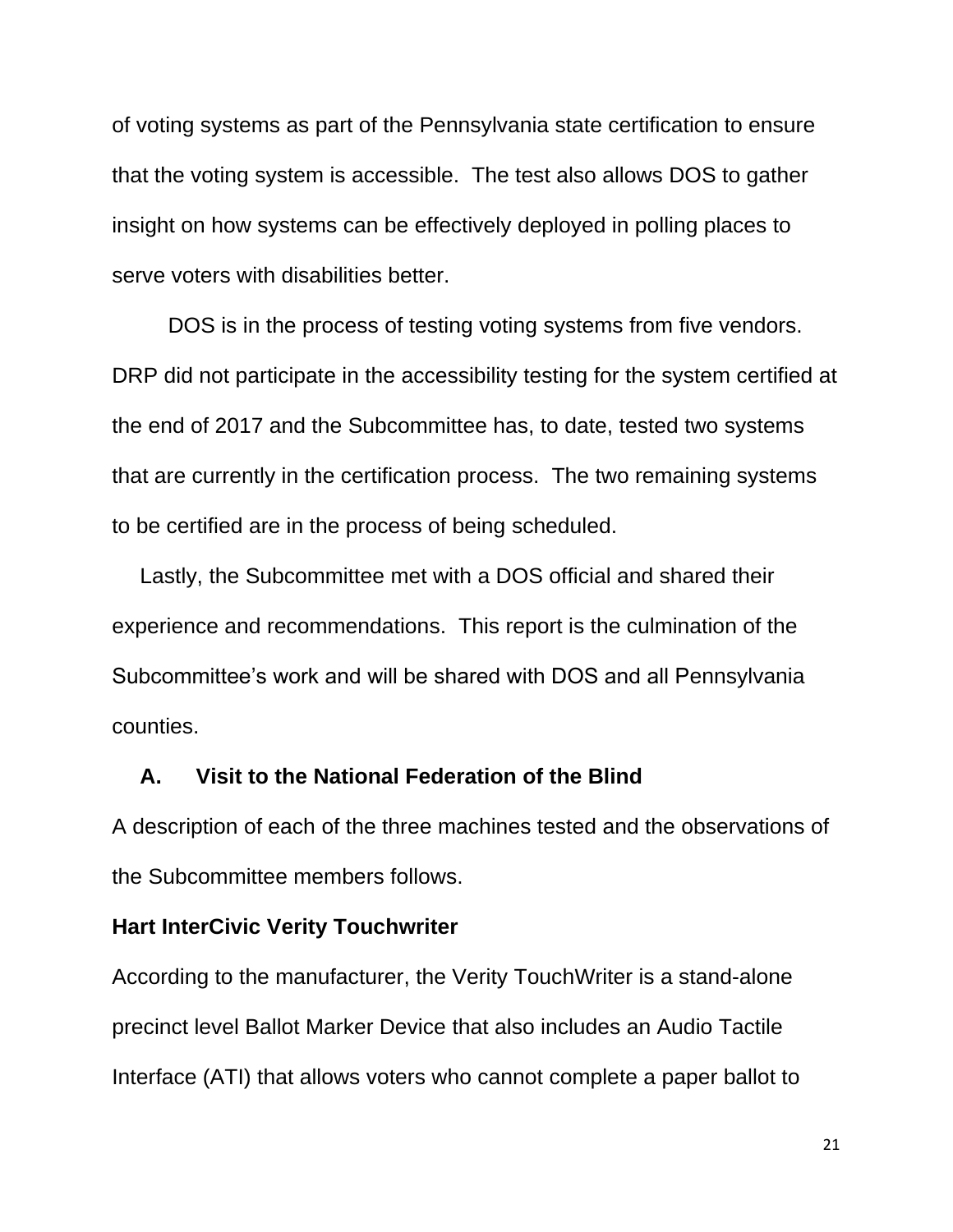of voting systems as part of the Pennsylvania state certification to ensure that the voting system is accessible. The test also allows DOS to gather insight on how systems can be effectively deployed in polling places to serve voters with disabilities better.

DOS is in the process of testing voting systems from five vendors. DRP did not participate in the accessibility testing for the system certified at the end of 2017 and the Subcommittee has, to date, tested two systems that are currently in the certification process. The two remaining systems to be certified are in the process of being scheduled.

Lastly, the Subcommittee met with a DOS official and shared their experience and recommendations. This report is the culmination of the Subcommittee's work and will be shared with DOS and all Pennsylvania counties.

### A. Visit to the National Federation of the Blind

A description of each of the three machines tested and the observations of the Subcommittee members follows.

**Hart InterCivic Verity Touchwriter**

According to the manufacturer, the Verity TouchWriter is a stand-alone precinct level Ballot Marker Device that also includes an Audio Tactile Interface (ATI) that allows voters who cannot complete a paper ballot to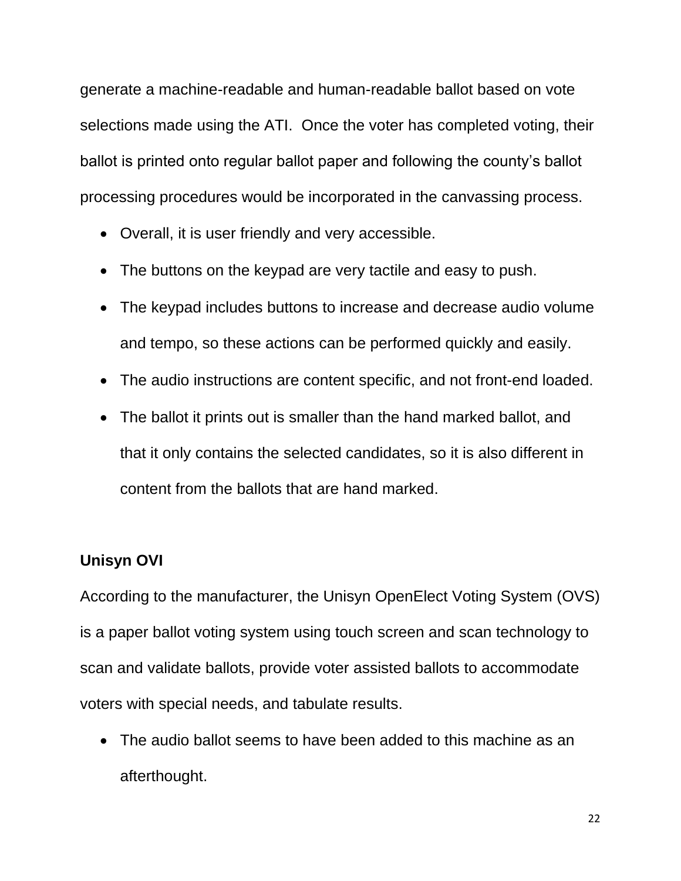generate a machine-readable and human-readable ballot based on vote selections made using the ATI. Once the voter has completed voting, their ballot is printed onto regular ballot paper and following the county's ballot processing procedures would be incorporated in the canvassing process.

- Overall, it is user friendly and very accessible.
- The buttons on the keypad are very tactile and easy to push.
- The keypad includes buttons to increase and decrease audio volume and tempo, so these actions can be performed quickly and easily.
- The audio instructions are content specific, and not front-end loaded.
- The ballot it prints out is smaller than the hand marked ballot, and that it only contains the selected candidates, so it is also different in content from the ballots that are hand marked.

**Unisyn OVI**

According to the manufacturer, the Unisyn OpenElect Voting System (OVS) is a paper ballot voting system using touch screen and scan technology to scan and validate ballots, provide voter assisted ballots to accommodate voters with special needs, and tabulate results.

- The audio ballot seems to have been added to this machine as an afterthought.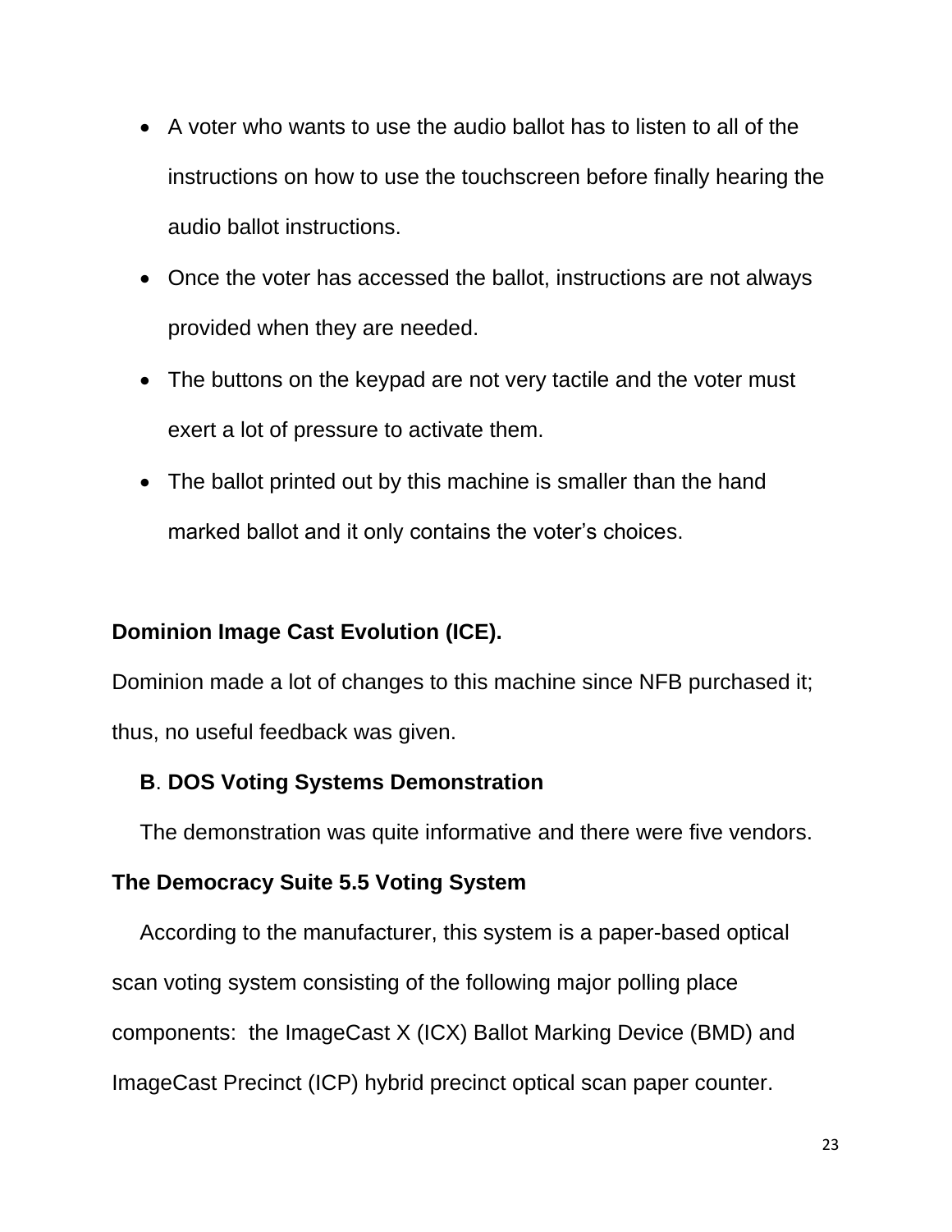- A voter who wants to use the audio ballot has to listen to all of the instructions on how to use the touchscreen before finally hearing the audio ballot instructions.
- Once the voter has accessed the ballot, instructions are not always provided when they are needed.
- The buttons on the keypad are not very tactile and the voter must exert a lot of pressure to activate them.
- The ballot printed out by this machine is smaller than the hand marked ballot and it only contains the voter's choices.

**Dominion Image Cast Evolution (ICE).**

Dominion made a lot of changes to this machine since NFB purchased it; thus, no useful feedback was given.

**B**. **DOS Voting Systems Demonstration**

The demonstration was quite informative and there were five vendors.

**The Democracy Suite 5.5 Voting System**

According to the manufacturer, this system is a paper-based optical scan voting system consisting of the following major polling place components: the ImageCast X (ICX) Ballot Marking Device (BMD) and ImageCast Precinct (ICP) hybrid precinct optical scan paper counter.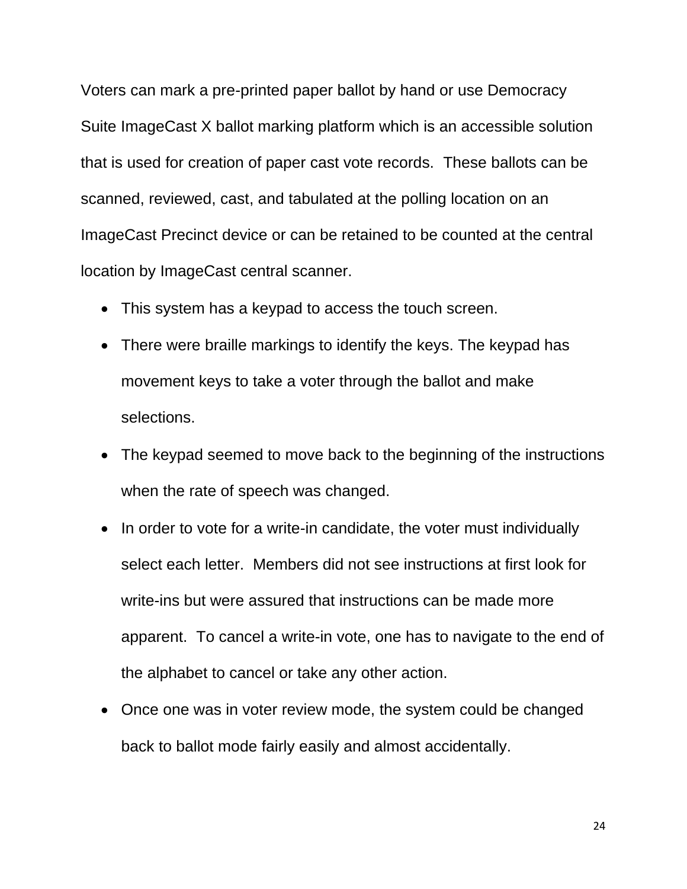Voters can mark a pre-printed paper ballot by hand or use Democracy Suite ImageCast X ballot marking platform which is an accessible solution that is used for creation of paper cast vote records. These ballots can be scanned, reviewed, cast, and tabulated at the polling location on an ImageCast Precinct device or can be retained to be counted at the central location by ImageCast central scanner.

- This system has a keypad to access the touch screen.
- There were braille markings to identify the keys. The keypad has movement keys to take a voter through the ballot and make selections.
- The keypad seemed to move back to the beginning of the instructions when the rate of speech was changed.
- In order to vote for a write-in candidate, the voter must individually select each letter. Members did not see instructions at first look for write-ins but were assured that instructions can be made more apparent. To cancel a write-in vote, one has to navigate to the end of the alphabet to cancel or take any other action.
- Once one was in voter review mode, the system could be changed back to ballot mode fairly easily and almost accidentally.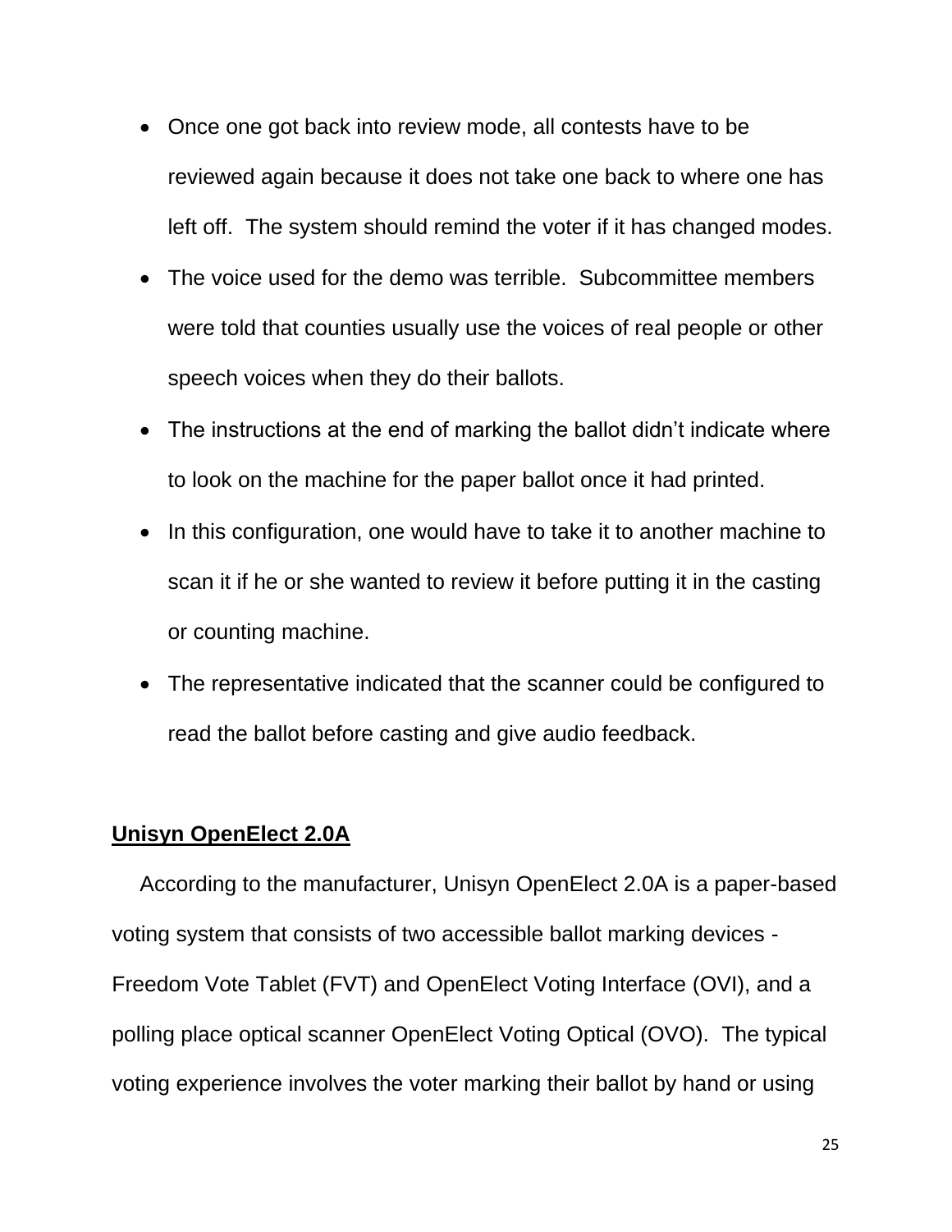- Once one got back into review mode, all contests have to be reviewed again because it does not take one back to where one has left off.  The system should remind the voter if it has changed modes.
- The voice used for the demo was terrible.  Subcommittee members were told that counties usually use the voices of real people or other speech voices when they do their ballots.
- The instructions at the end of marking the ballot didn't indicate where to look on the machine for the paper ballot once it had printed.
- In this configuration, one would have to take it to another machine to scan it if he or she wanted to review it before putting it in the casting or counting machine.
- The representative indicated that the scanner could be configured to read the ballot before casting and give audio feedback.

**<u>Unisyn OpenElect 2.0A</u>**

According to the manufacturer, Unisyn OpenElect 2.0A is a paper-based voting system that consists of two accessible ballot marking devices - Freedom Vote Tablet (FVT) and OpenElect Voting Interface (OVI), and a polling place optical scanner OpenElect Voting Optical (OVO).  The typical voting experience involves the voter marking their ballot by hand or using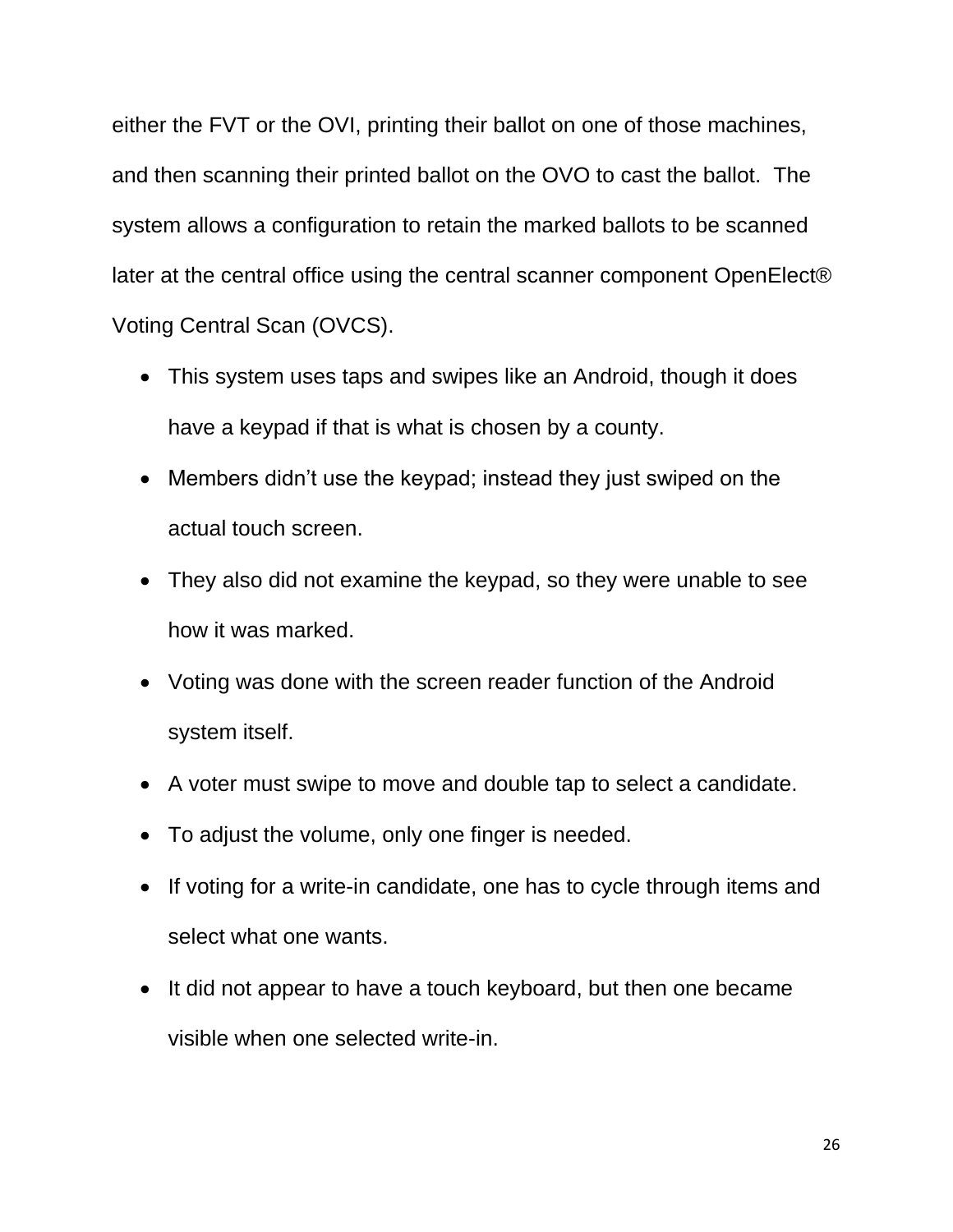either the FVT or the OVI, printing their ballot on one of those machines, and then scanning their printed ballot on the OVO to cast the ballot. The system allows a configuration to retain the marked ballots to be scanned later at the central office using the central scanner component OpenElect® Voting Central Scan (OVCS).

- This system uses taps and swipes like an Android, though it does have a keypad if that is what is chosen by a county.
- Members didn't use the keypad; instead they just swiped on the actual touch screen.
- They also did not examine the keypad, so they were unable to see how it was marked.
- Voting was done with the screen reader function of the Android system itself.
- A voter must swipe to move and double tap to select a candidate.
- To adjust the volume, only one finger is needed.
- If voting for a write-in candidate, one has to cycle through items and select what one wants.
- It did not appear to have a touch keyboard, but then one became visible when one selected write-in.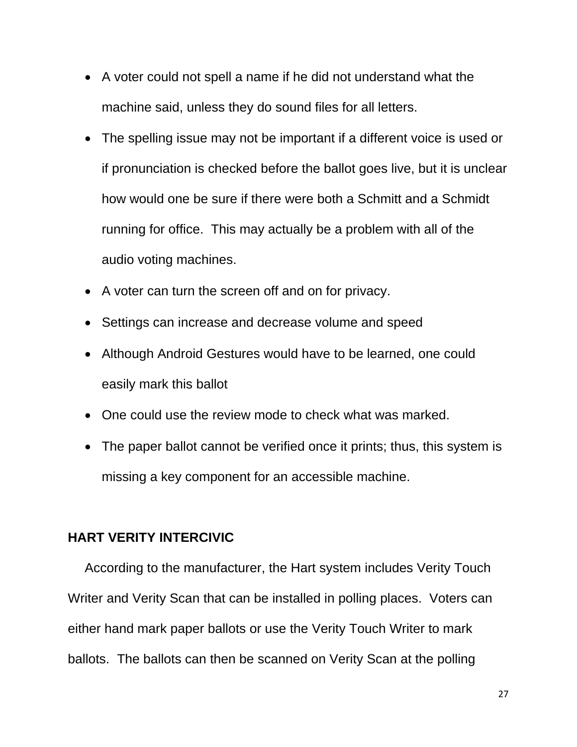- A voter could not spell a name if he did not understand what the machine said, unless they do sound files for all letters.
- The spelling issue may not be important if a different voice is used or if pronunciation is checked before the ballot goes live, but it is unclear how would one be sure if there were both a Schmitt and a Schmidt running for office. This may actually be a problem with all of the audio voting machines.
- A voter can turn the screen off and on for privacy.
- Settings can increase and decrease volume and speed
- Although Android Gestures would have to be learned, one could easily mark this ballot
- One could use the review mode to check what was marked.
- The paper ballot cannot be verified once it prints; thus, this system is missing a key component for an accessible machine.

**HART VERITY INTERCIVIC**

According to the manufacturer, the Hart system includes Verity Touch Writer and Verity Scan that can be installed in polling places. Voters can either hand mark paper ballots or use the Verity Touch Writer to mark ballots. The ballots can then be scanned on Verity Scan at the polling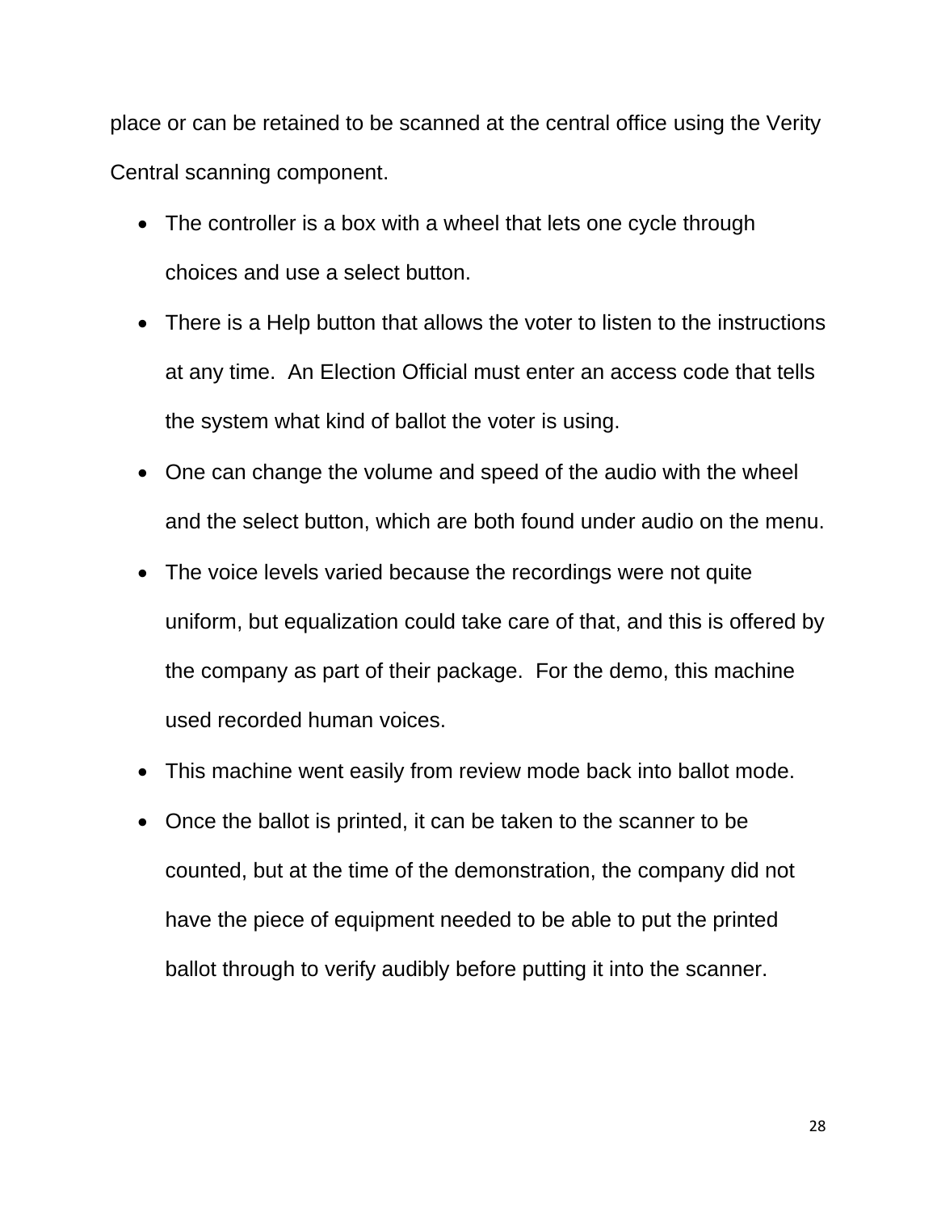place or can be retained to be scanned at the central office using the Verity Central scanning component.

- The controller is a box with a wheel that lets one cycle through choices and use a select button.
- There is a Help button that allows the voter to listen to the instructions at any time. An Election Official must enter an access code that tells the system what kind of ballot the voter is using.
- One can change the volume and speed of the audio with the wheel and the select button, which are both found under audio on the menu.
- The voice levels varied because the recordings were not quite uniform, but equalization could take care of that, and this is offered by the company as part of their package. For the demo, this machine used recorded human voices.
- This machine went easily from review mode back into ballot mode.
- Once the ballot is printed, it can be taken to the scanner to be counted, but at the time of the demonstration, the company did not have the piece of equipment needed to be able to put the printed ballot through to verify audibly before putting it into the scanner.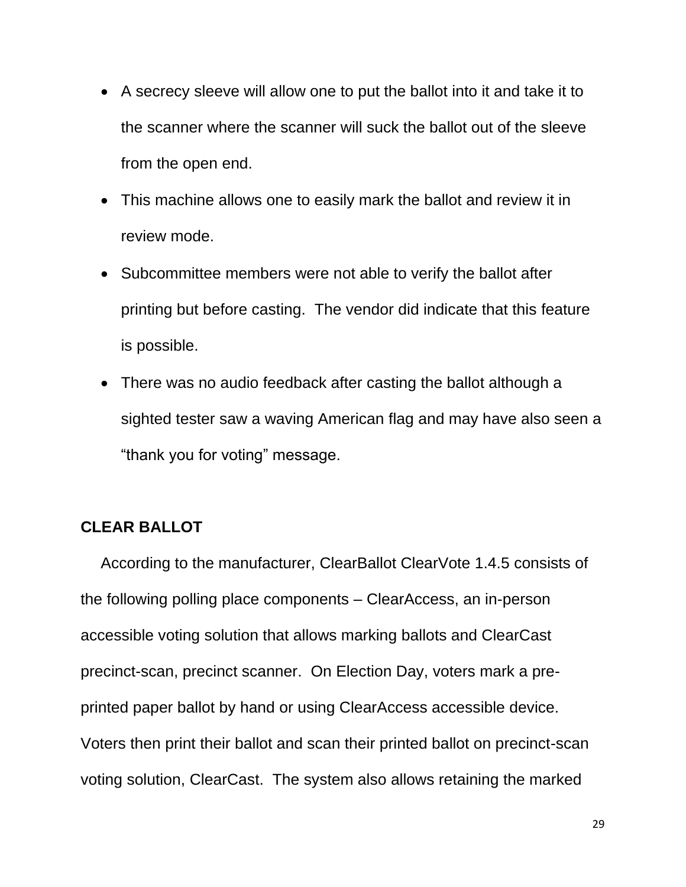- A secrecy sleeve will allow one to put the ballot into it and take it to the scanner where the scanner will suck the ballot out of the sleeve from the open end.
- This machine allows one to easily mark the ballot and review it in review mode.
- Subcommittee members were not able to verify the ballot after printing but before casting. The vendor did indicate that this feature is possible.
- There was no audio feedback after casting the ballot although a sighted tester saw a waving American flag and may have also seen a "thank you for voting" message.

**CLEAR BALLOT**

According to the manufacturer, ClearBallot ClearVote 1.4.5 consists of the following polling place components – ClearAccess, an in-person accessible voting solution that allows marking ballots and ClearCast precinct-scan, precinct scanner. On Election Day, voters mark a pre-printed paper ballot by hand or using ClearAccess accessible device. Voters then print their ballot and scan their printed ballot on precinct-scan voting solution, ClearCast. The system also allows retaining the marked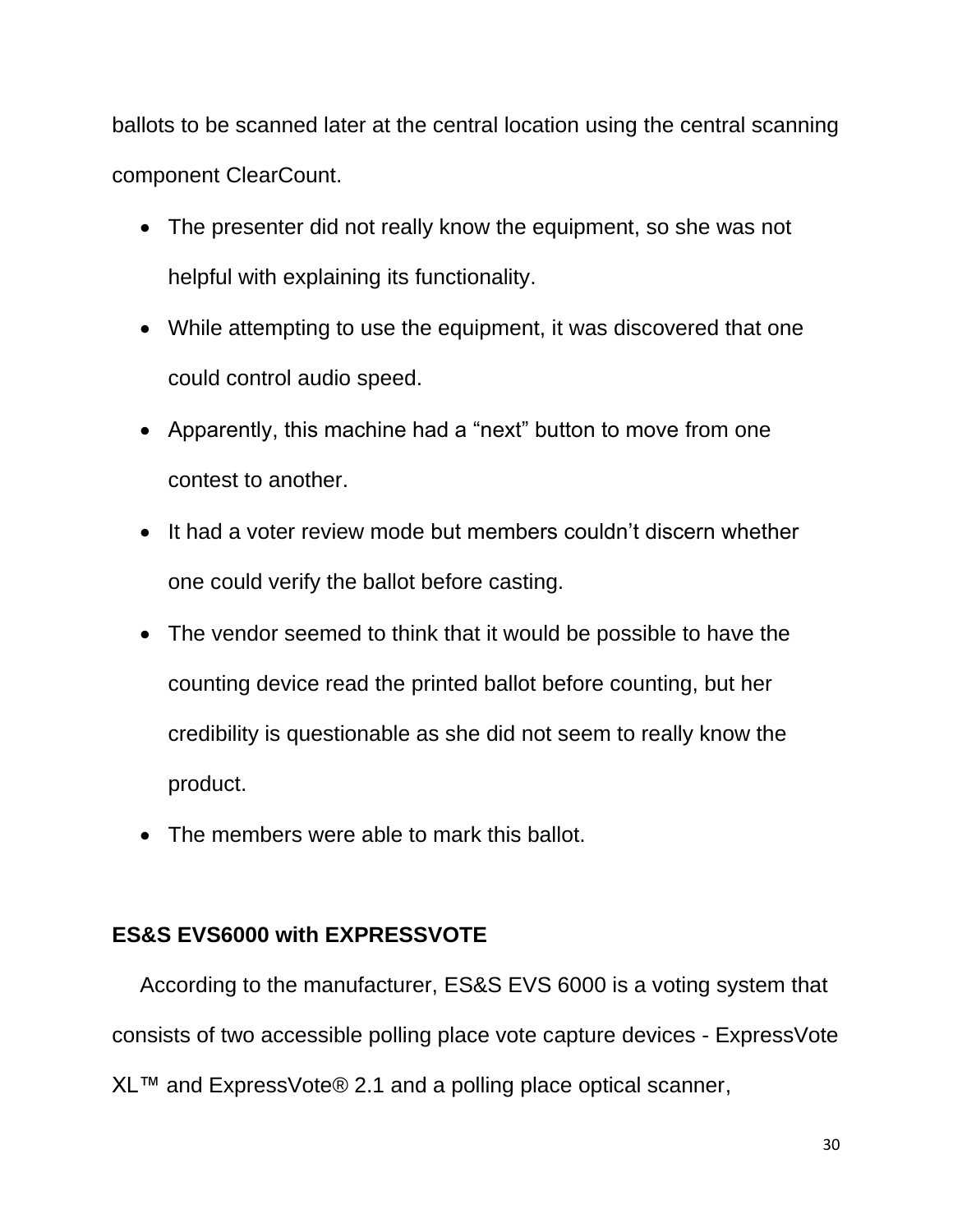ballots to be scanned later at the central location using the central scanning component ClearCount.

- The presenter did not really know the equipment, so she was not helpful with explaining its functionality.
- While attempting to use the equipment, it was discovered that one could control audio speed.
- Apparently, this machine had a "next" button to move from one contest to another.
- It had a voter review mode but members couldn't discern whether one could verify the ballot before casting.
- The vendor seemed to think that it would be possible to have the counting device read the printed ballot before counting, but her credibility is questionable as she did not seem to really know the product.
- The members were able to mark this ballot.

**ES&S EVS6000 with EXPRESSVOTE**

According to the manufacturer, ES&S EVS 6000 is a voting system that consists of two accessible polling place vote capture devices - ExpressVote XL™ and ExpressVote® 2.1 and a polling place optical scanner,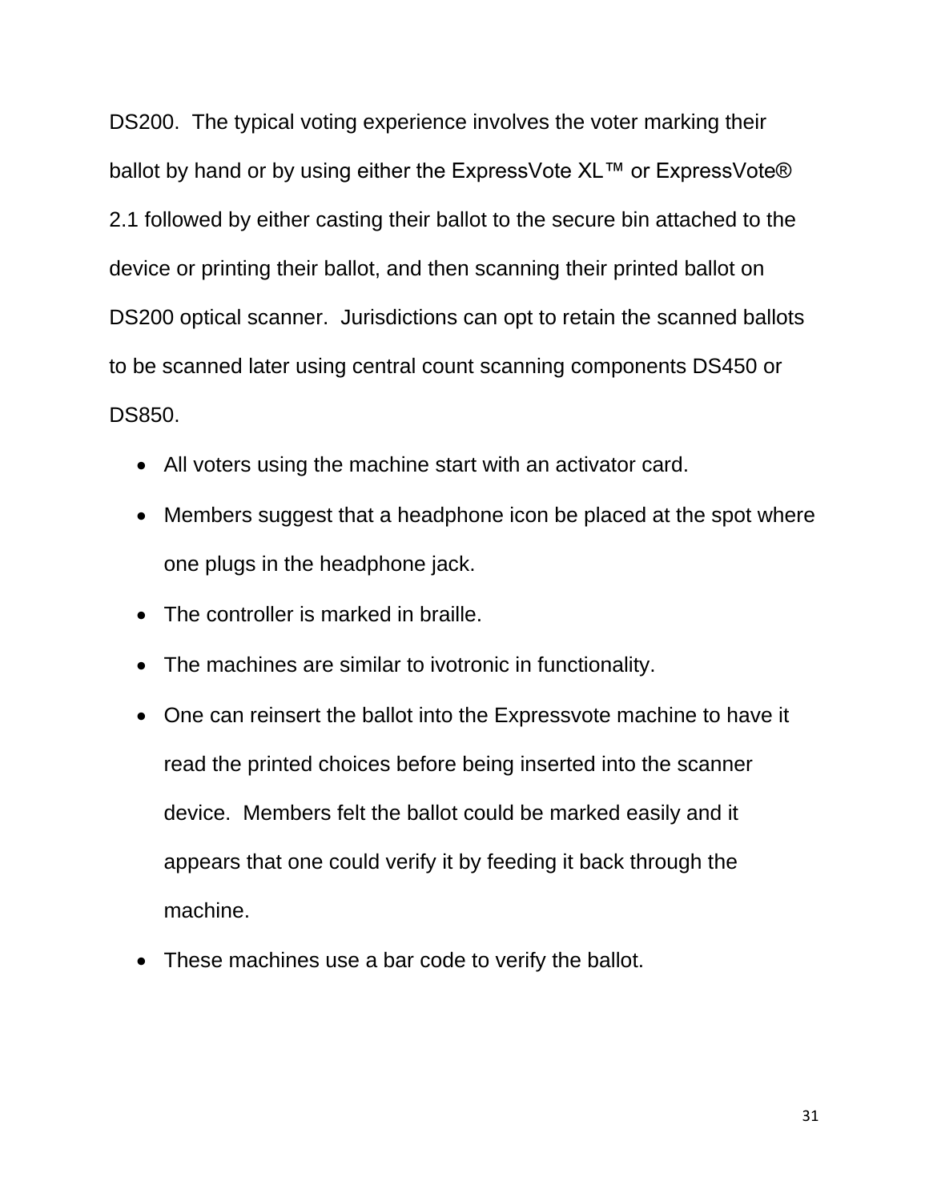DS200. The typical voting experience involves the voter marking their ballot by hand or by using either the ExpressVote XL™ or ExpressVote® 2.1 followed by either casting their ballot to the secure bin attached to the device or printing their ballot, and then scanning their printed ballot on DS200 optical scanner. Jurisdictions can opt to retain the scanned ballots to be scanned later using central count scanning components DS450 or DS850.

- All voters using the machine start with an activator card.
- Members suggest that a headphone icon be placed at the spot where one plugs in the headphone jack.
- The controller is marked in braille.
- The machines are similar to ivotronic in functionality.
- One can reinsert the ballot into the Expressvote machine to have it read the printed choices before being inserted into the scanner device. Members felt the ballot could be marked easily and it appears that one could verify it by feeding it back through the machine.
- These machines use a bar code to verify the ballot.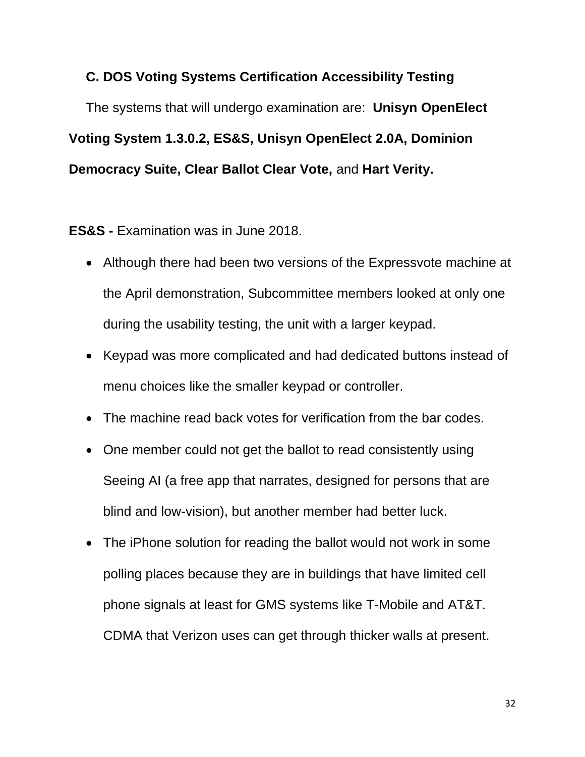### C. DOS Voting Systems Certification Accessibility Testing

The systems that will undergo examination are: **Unisyn OpenElect Voting System 1.3.0.2, ES&S, Unisyn OpenElect 2.0A, Dominion Democracy Suite, Clear Ballot Clear Vote,** and **Hart Verity.**

**ES&S -** Examination was in June 2018.

- Although there had been two versions of the Expressvote machine at the April demonstration, Subcommittee members looked at only one during the usability testing, the unit with a larger keypad.
- Keypad was more complicated and had dedicated buttons instead of menu choices like the smaller keypad or controller.
- The machine read back votes for verification from the bar codes.
- One member could not get the ballot to read consistently using Seeing AI (a free app that narrates, designed for persons that are blind and low-vision), but another member had better luck.
- The iPhone solution for reading the ballot would not work in some polling places because they are in buildings that have limited cell phone signals at least for GMS systems like T-Mobile and AT&T. CDMA that Verizon uses can get through thicker walls at present.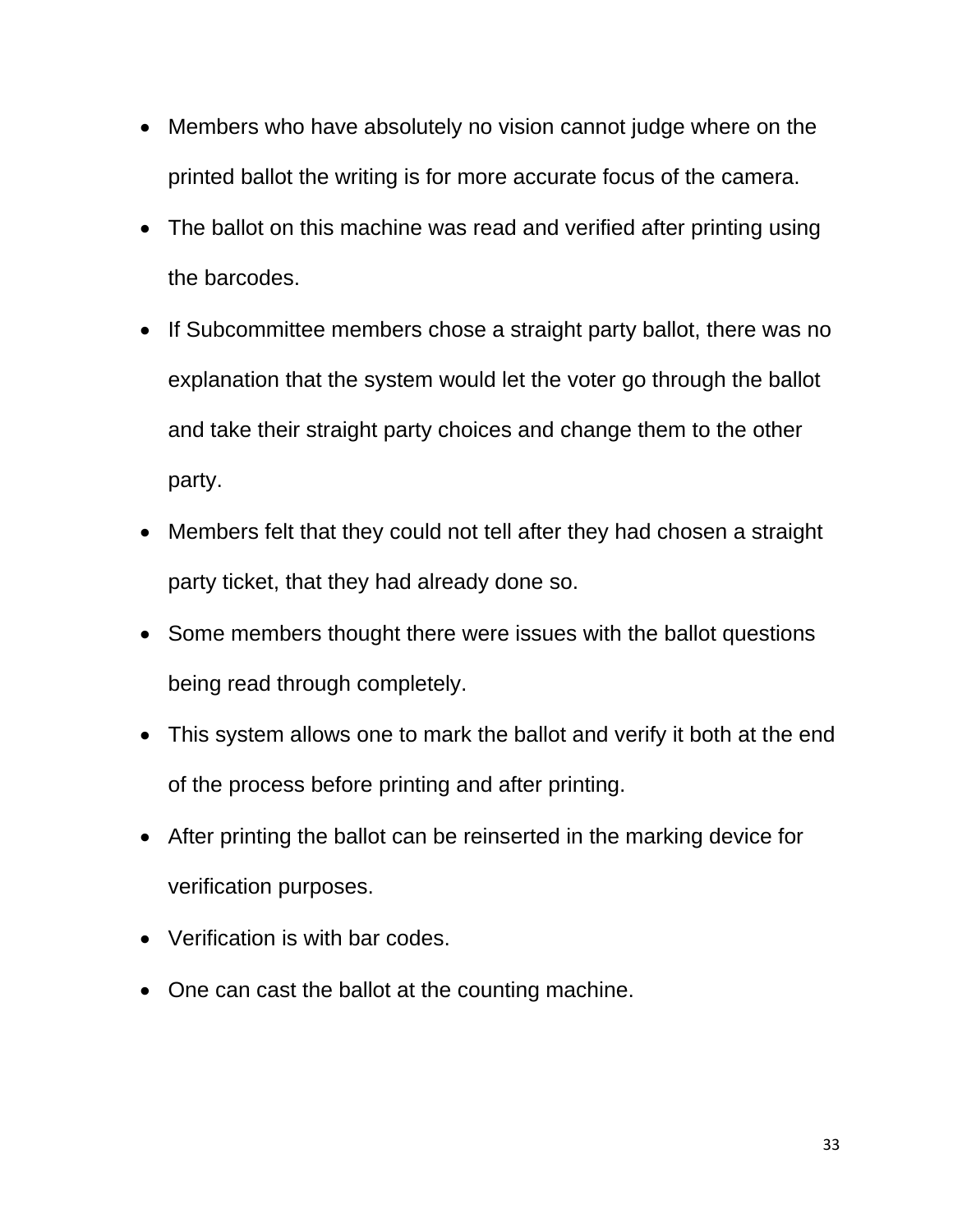- Members who have absolutely no vision cannot judge where on the printed ballot the writing is for more accurate focus of the camera.
- The ballot on this machine was read and verified after printing using the barcodes.
- If Subcommittee members chose a straight party ballot, there was no explanation that the system would let the voter go through the ballot and take their straight party choices and change them to the other party.
- Members felt that they could not tell after they had chosen a straight party ticket, that they had already done so.
- Some members thought there were issues with the ballot questions being read through completely.
- This system allows one to mark the ballot and verify it both at the end of the process before printing and after printing.
- After printing the ballot can be reinserted in the marking device for verification purposes.
- Verification is with bar codes.
- One can cast the ballot at the counting machine.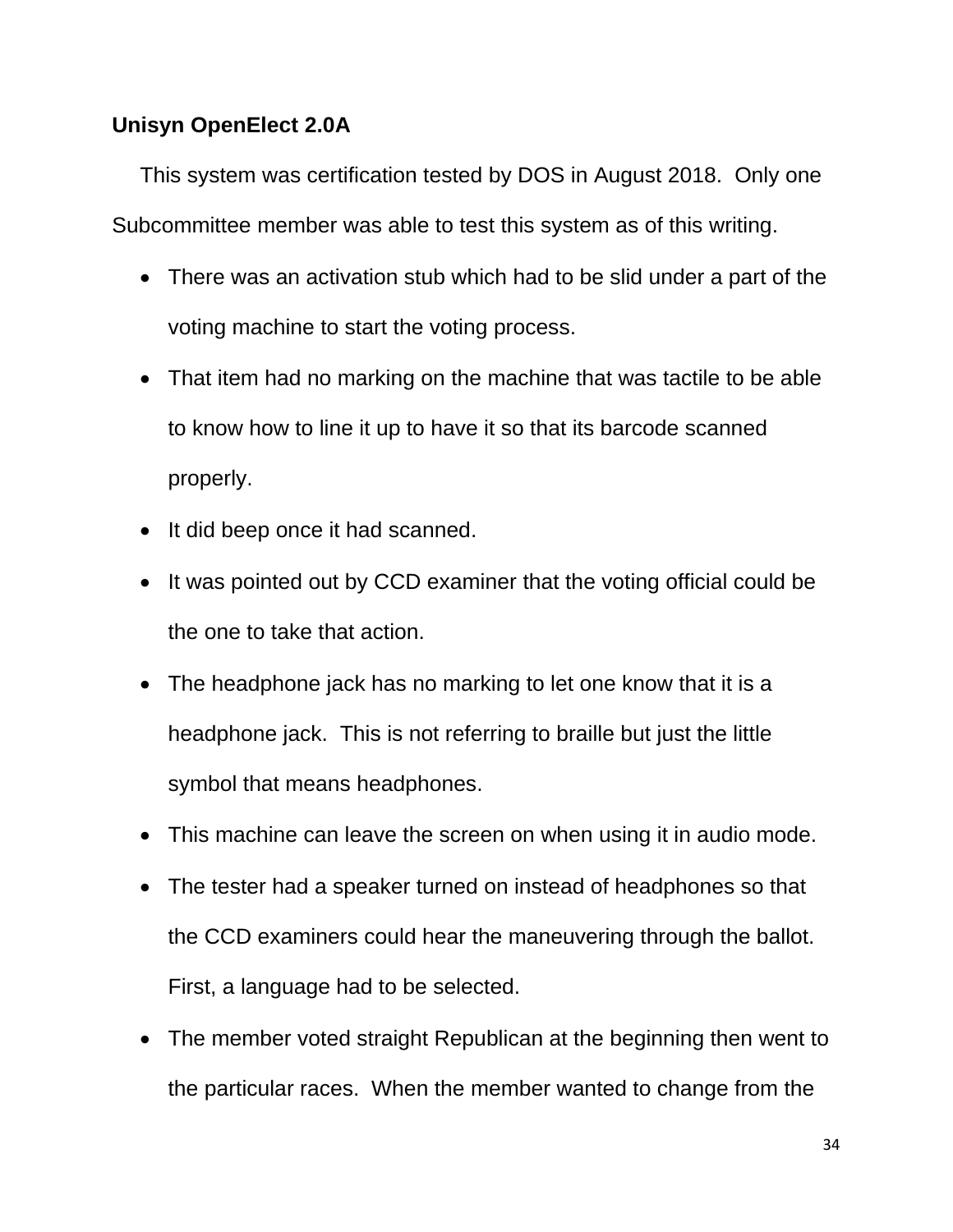**Unisyn OpenElect 2.0A**

This system was certification tested by DOS in August 2018. Only one Subcommittee member was able to test this system as of this writing.

- There was an activation stub which had to be slid under a part of the voting machine to start the voting process.
- That item had no marking on the machine that was tactile to be able to know how to line it up to have it so that its barcode scanned properly.
- It did beep once it had scanned.
- It was pointed out by CCD examiner that the voting official could be the one to take that action.
- The headphone jack has no marking to let one know that it is a headphone jack. This is not referring to braille but just the little symbol that means headphones.
- This machine can leave the screen on when using it in audio mode.
- The tester had a speaker turned on instead of headphones so that the CCD examiners could hear the maneuvering through the ballot. First, a language had to be selected.
- The member voted straight Republican at the beginning then went to the particular races. When the member wanted to change from the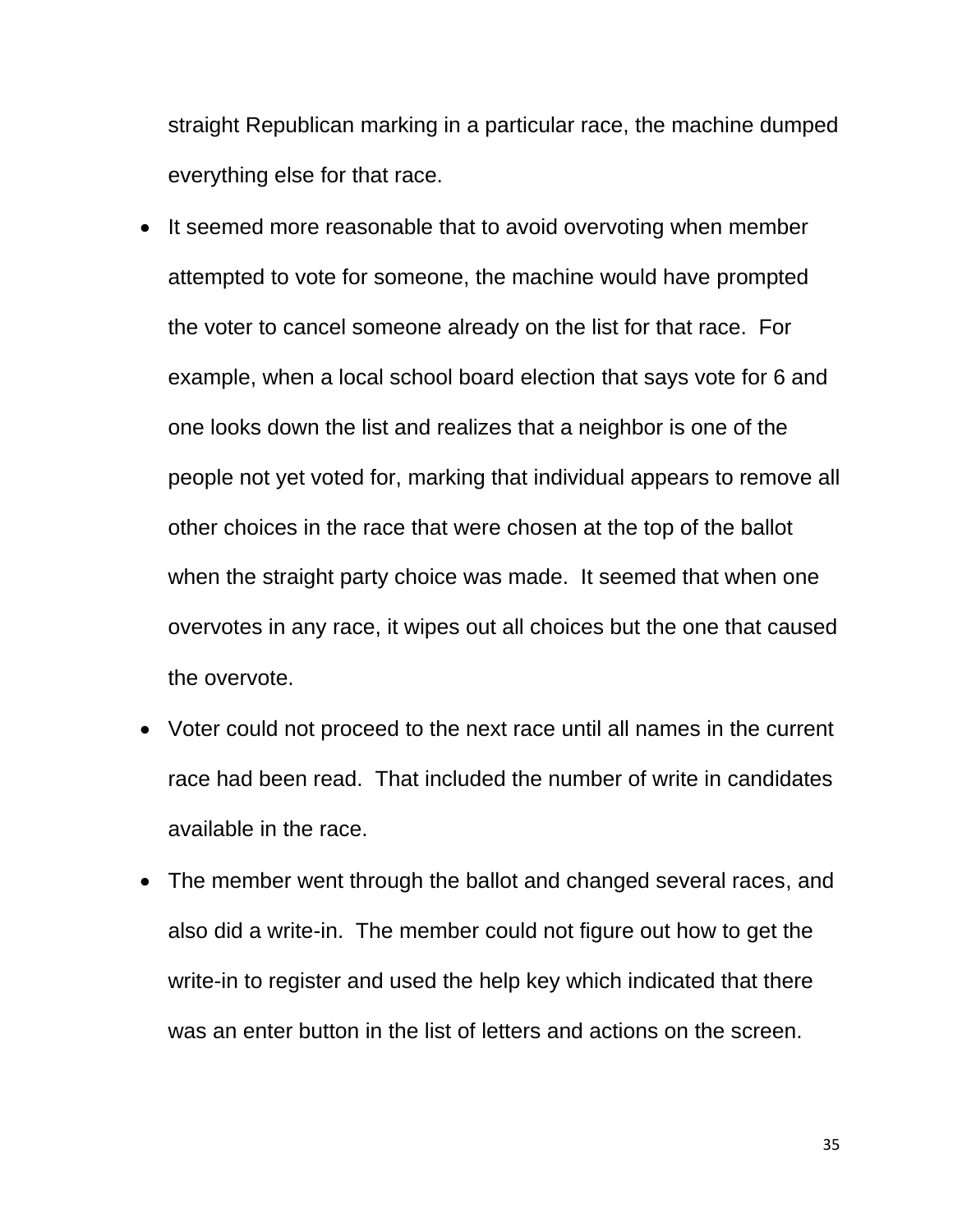straight Republican marking in a particular race, the machine dumped everything else for that race.

- It seemed more reasonable that to avoid overvoting when member attempted to vote for someone, the machine would have prompted the voter to cancel someone already on the list for that race. For example, when a local school board election that says vote for 6 and one looks down the list and realizes that a neighbor is one of the people not yet voted for, marking that individual appears to remove all other choices in the race that were chosen at the top of the ballot when the straight party choice was made. It seemed that when one overvotes in any race, it wipes out all choices but the one that caused the overvote.
- Voter could not proceed to the next race until all names in the current race had been read. That included the number of write in candidates available in the race.
- The member went through the ballot and changed several races, and also did a write-in. The member could not figure out how to get the write-in to register and used the help key which indicated that there was an enter button in the list of letters and actions on the screen.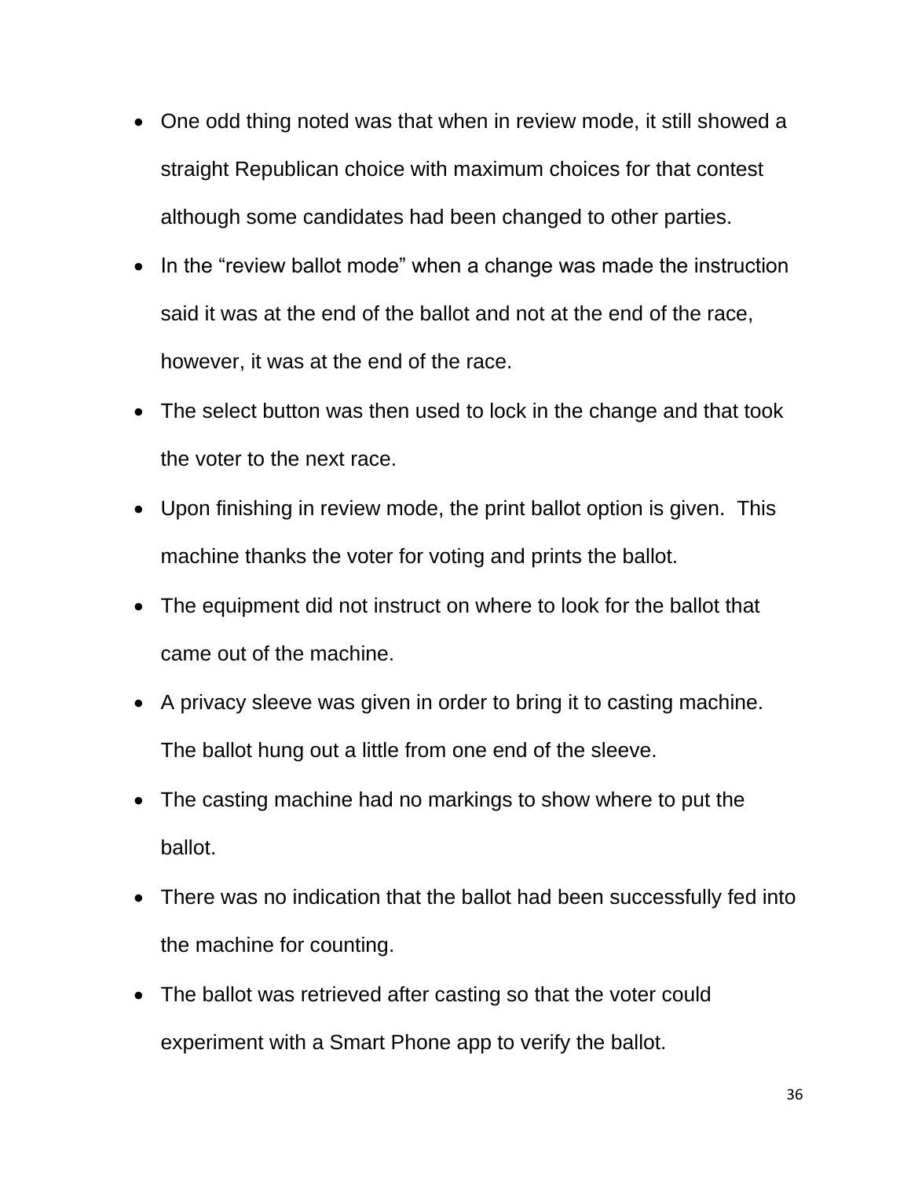- One odd thing noted was that when in review mode, it still showed a straight Republican choice with maximum choices for that contest although some candidates had been changed to other parties.
- In the "review ballot mode" when a change was made the instruction said it was at the end of the ballot and not at the end of the race, however, it was at the end of the race.
- The select button was then used to lock in the change and that took the voter to the next race.
- Upon finishing in review mode, the print ballot option is given. This machine thanks the voter for voting and prints the ballot.
- The equipment did not instruct on where to look for the ballot that came out of the machine.
- A privacy sleeve was given in order to bring it to casting machine. The ballot hung out a little from one end of the sleeve.
- The casting machine had no markings to show where to put the ballot.
- There was no indication that the ballot had been successfully fed into the machine for counting.
- The ballot was retrieved after casting so that the voter could experiment with a Smart Phone app to verify the ballot.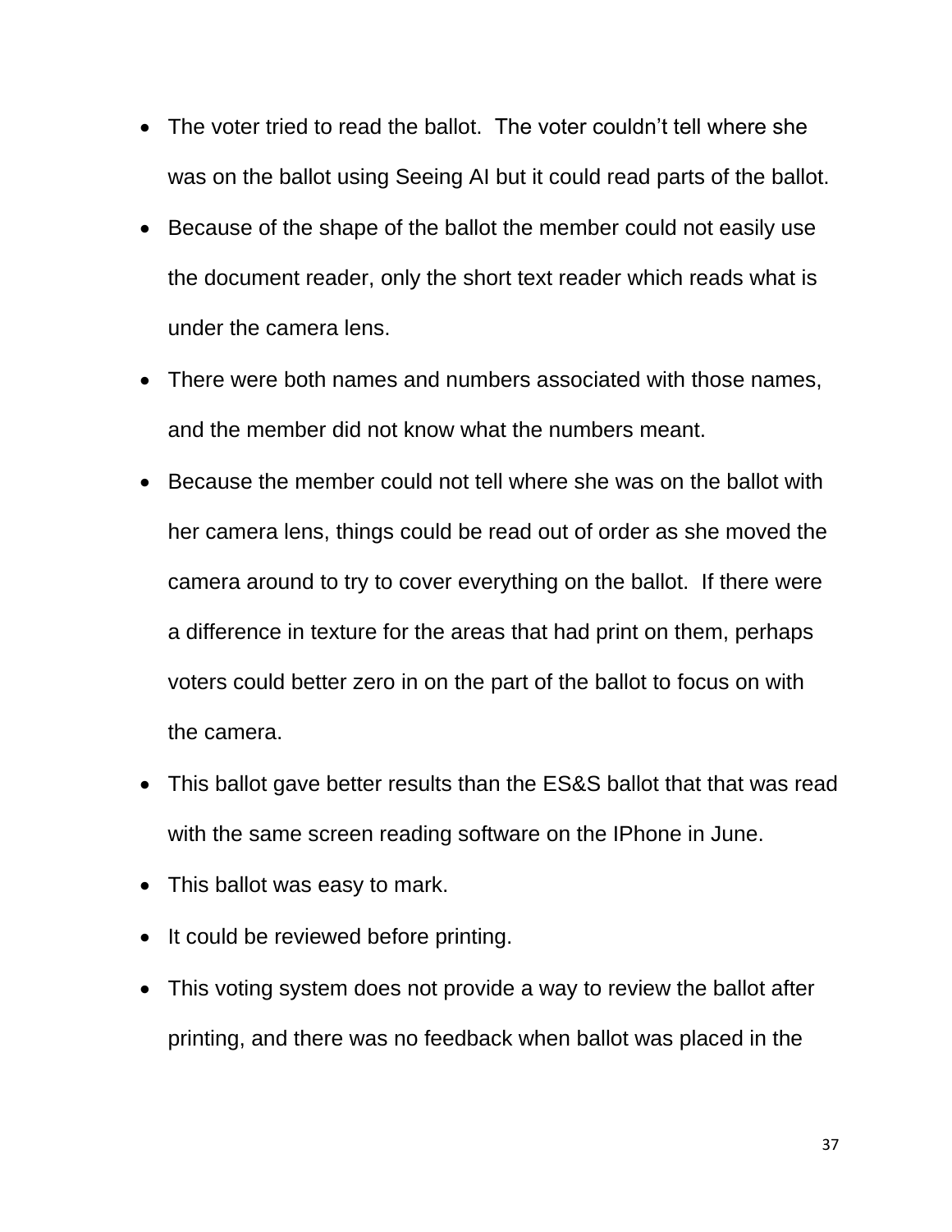- The voter tried to read the ballot. The voter couldn't tell where she was on the ballot using Seeing AI but it could read parts of the ballot.
- Because of the shape of the ballot the member could not easily use the document reader, only the short text reader which reads what is under the camera lens.
- There were both names and numbers associated with those names, and the member did not know what the numbers meant.
- Because the member could not tell where she was on the ballot with her camera lens, things could be read out of order as she moved the camera around to try to cover everything on the ballot. If there were a difference in texture for the areas that had print on them, perhaps voters could better zero in on the part of the ballot to focus on with the camera.
- This ballot gave better results than the ES&S ballot that that was read with the same screen reading software on the IPhone in June.
- This ballot was easy to mark.
- It could be reviewed before printing.
- This voting system does not provide a way to review the ballot after printing, and there was no feedback when ballot was placed in the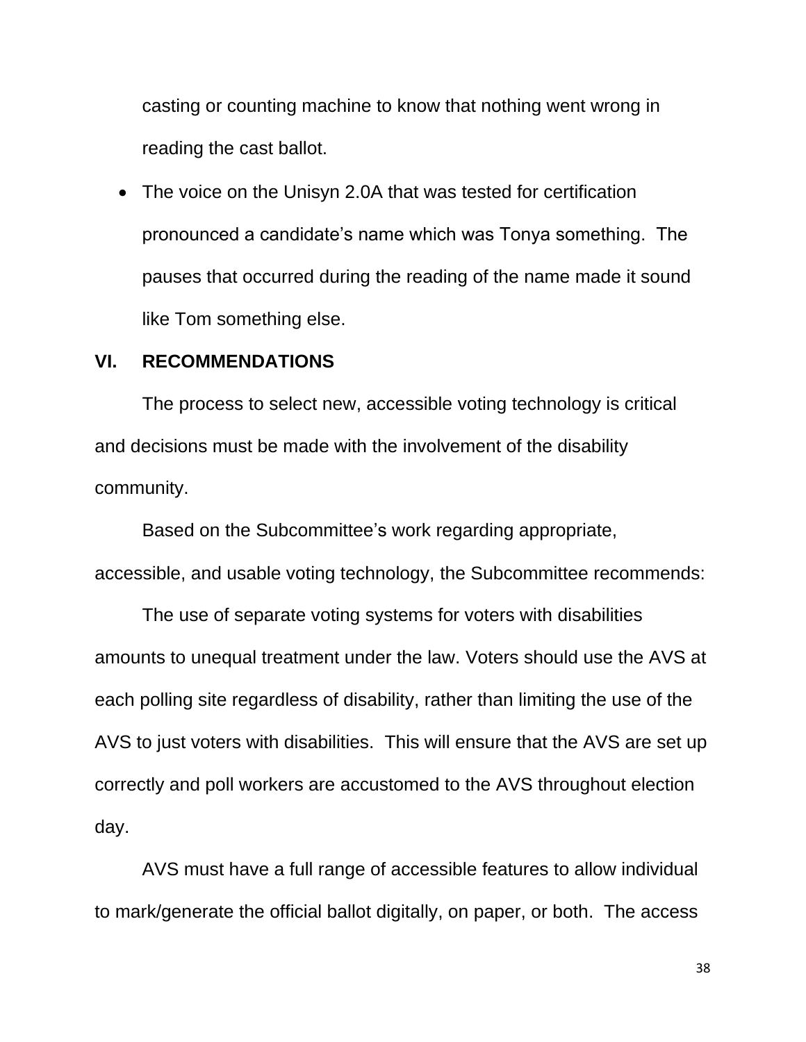casting or counting machine to know that nothing went wrong in reading the cast ballot.

- The voice on the Unisyn 2.0A that was tested for certification pronounced a candidate's name which was Tonya something. The pauses that occurred during the reading of the name made it sound like Tom something else.

## VI. RECOMMENDATIONS

The process to select new, accessible voting technology is critical and decisions must be made with the involvement of the disability community.

Based on the Subcommittee's work regarding appropriate, accessible, and usable voting technology, the Subcommittee recommends:

The use of separate voting systems for voters with disabilities amounts to unequal treatment under the law. Voters should use the AVS at each polling site regardless of disability, rather than limiting the use of the AVS to just voters with disabilities. This will ensure that the AVS are set up correctly and poll workers are accustomed to the AVS throughout election day.

AVS must have a full range of accessible features to allow individual to mark/generate the official ballot digitally, on paper, or both. The access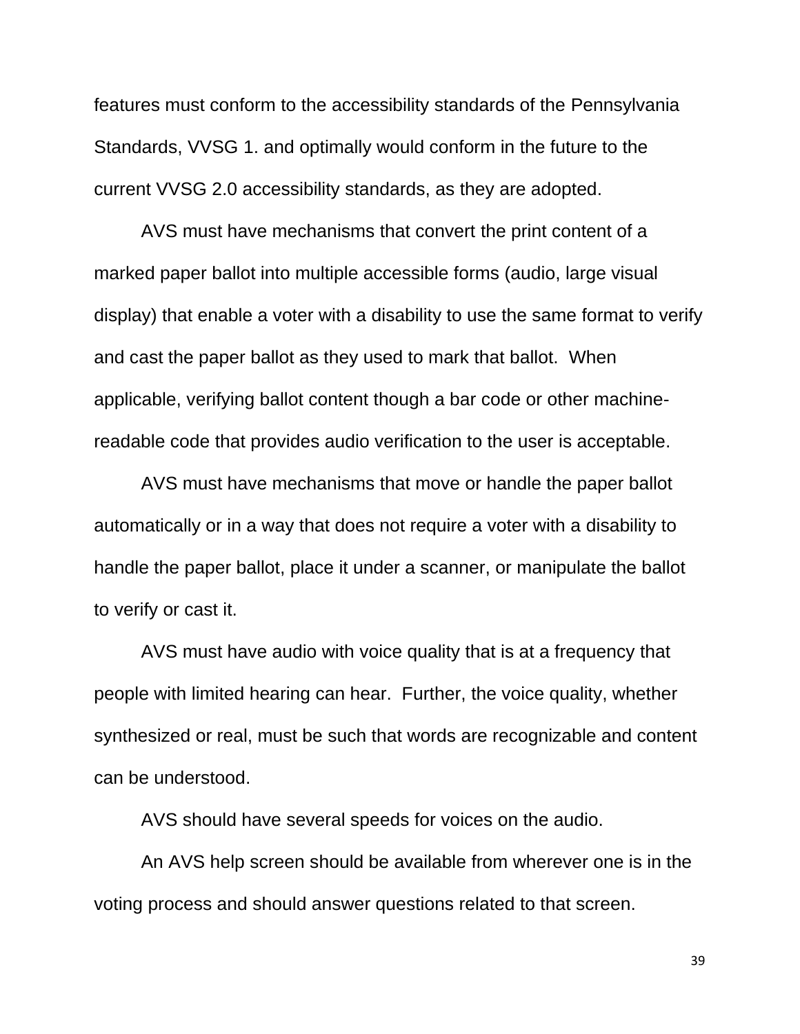features must conform to the accessibility standards of the Pennsylvania Standards, VVSG 1. and optimally would conform in the future to the current VVSG 2.0 accessibility standards, as they are adopted.

AVS must have mechanisms that convert the print content of a marked paper ballot into multiple accessible forms (audio, large visual display) that enable a voter with a disability to use the same format to verify and cast the paper ballot as they used to mark that ballot. When applicable, verifying ballot content though a bar code or other machine-readable code that provides audio verification to the user is acceptable.

AVS must have mechanisms that move or handle the paper ballot automatically or in a way that does not require a voter with a disability to handle the paper ballot, place it under a scanner, or manipulate the ballot to verify or cast it.

AVS must have audio with voice quality that is at a frequency that people with limited hearing can hear. Further, the voice quality, whether synthesized or real, must be such that words are recognizable and content can be understood.

AVS should have several speeds for voices on the audio.

An AVS help screen should be available from wherever one is in the voting process and should answer questions related to that screen.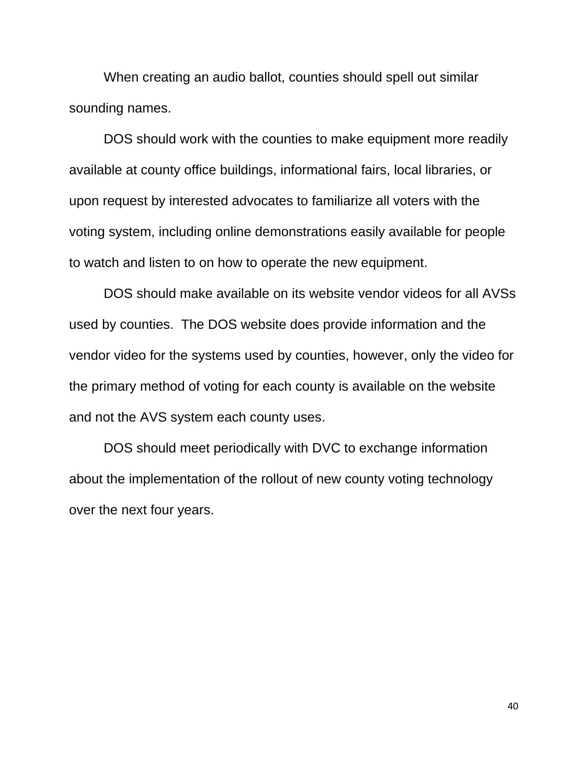When creating an audio ballot, counties should spell out similar sounding names.

DOS should work with the counties to make equipment more readily available at county office buildings, informational fairs, local libraries, or upon request by interested advocates to familiarize all voters with the voting system, including online demonstrations easily available for people to watch and listen to on how to operate the new equipment.

DOS should make available on its website vendor videos for all AVSs used by counties.  The DOS website does provide information and the vendor video for the systems used by counties, however, only the video for the primary method of voting for each county is available on the website and not the AVS system each county uses.

DOS should meet periodically with DVC to exchange information about the implementation of the rollout of new county voting technology over the next four years.